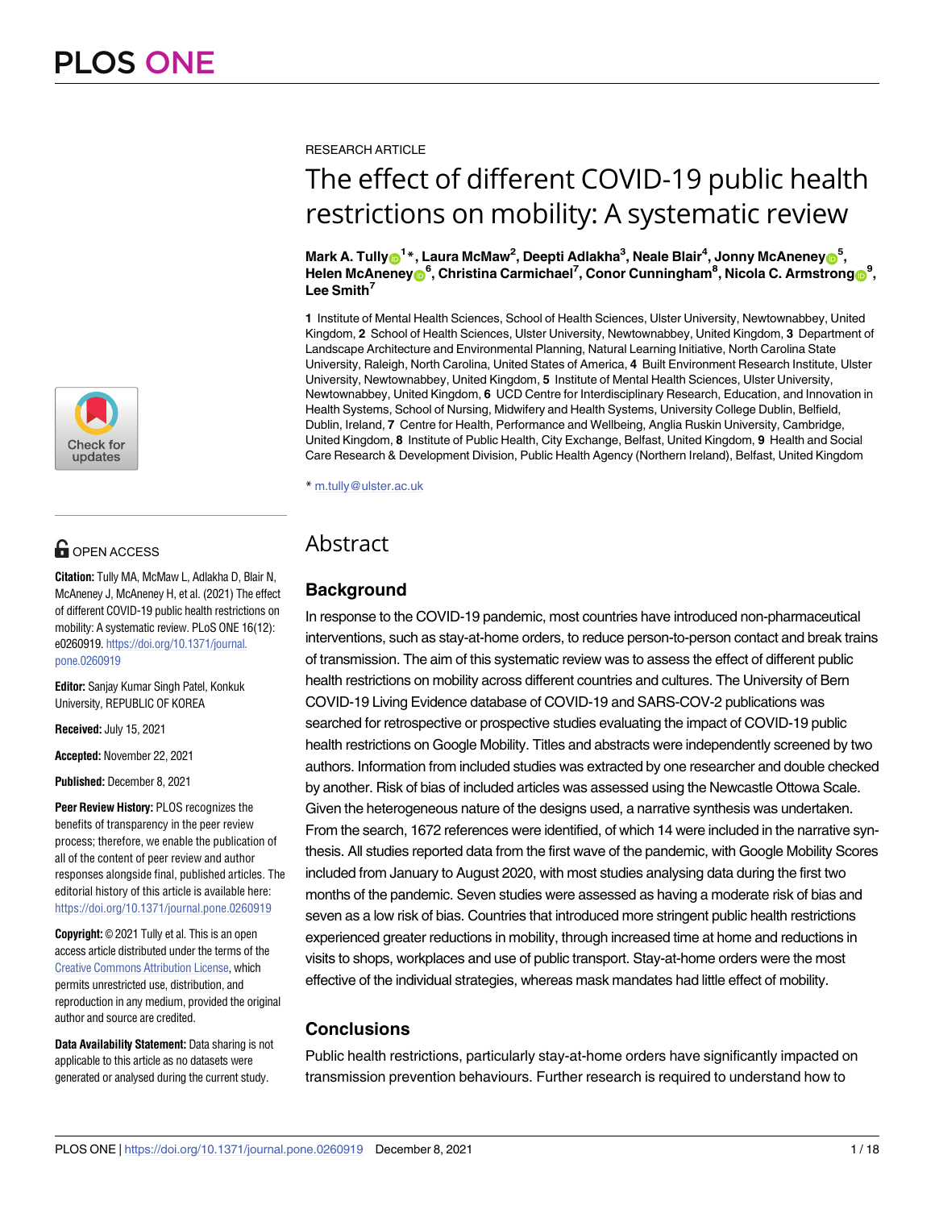RESEARCH ARTICLE

# The effect of different COVID-19 public health restrictions on mobility: A systematic review

**Mark A. Tully[1]*, Laura McMaw[2], Deepti Adlakha[3], Neale Blair[4], Jonny McAneney[5], Helen McAneney[6], Christina Carmichael[7], Conor Cunningham[8], Nicola C. Armstrong[9], Lee Smith[7]**

**1** Institute of Mental Health Sciences, School of Health Sciences, Ulster University, Newtownabbey, United Kingdom, **2** School of Health Sciences, Ulster University, Newtownabbey, United Kingdom, **3** Department of Landscape Architecture and Environmental Planning, Natural Learning Initiative, North Carolina State University, Raleigh, North Carolina, United States of America, **4** Built Environment Research Institute, Ulster University, Newtownabbey, United Kingdom, **5** Institute of Mental Health Sciences, Ulster University, Newtownabbey, United Kingdom, **6** UCD Centre for Interdisciplinary Research, Education, and Innovation in Health Systems, School of Nursing, Midwifery and Health Systems, University College Dublin, Belfield, Dublin, Ireland, **7** Centre for Health, Performance and Wellbeing, Anglia Ruskin University, Cambridge, United Kingdom, **8** Institute of Public Health, City Exchange, Belfast, United Kingdom, **9** Health and Social Care Research & Development Division, Public Health Agency (Northern Ireland), Belfast, United Kingdom

* m.tully@ulster.ac.uk

OPEN ACCESS

**Citation:** Tully MA, McMaw L, Adlakha D, Blair N, McAneney J, McAneney H, et al. (2021) The effect of different COVID-19 public health restrictions on mobility: A systematic review. PLoS ONE 16(12): e0260919. https://doi.org/10.1371/journal.pone.0260919

**Editor:** Sanjay Kumar Singh Patel, Konkuk University, REPUBLIC OF KOREA

**Received:** July 15, 2021

**Accepted:** November 22, 2021

**Published:** December 8, 2021

**Peer Review History:** PLOS recognizes the benefits of transparency in the peer review process; therefore, we enable the publication of all of the content of peer review and author responses alongside final, published articles. The editorial history of this article is available here: https://doi.org/10.1371/journal.pone.0260919

**Copyright:** © 2021 Tully et al. This is an open access article distributed under the terms of the Creative Commons Attribution License, which permits unrestricted use, distribution, and reproduction in any medium, provided the original author and source are credited.

**Data Availability Statement:** Data sharing is not applicable to this article as no datasets were generated or analysed during the current study.

## Abstract

### Background

In response to the COVID-19 pandemic, most countries have introduced non-pharmaceutical interventions, such as stay-at-home orders, to reduce person-to-person contact and break trains of transmission. The aim of this systematic review was to assess the effect of different public health restrictions on mobility across different countries and cultures. The University of Bern COVID-19 Living Evidence database of COVID-19 and SARS-COV-2 publications was searched for retrospective or prospective studies evaluating the impact of COVID-19 public health restrictions on Google Mobility. Titles and abstracts were independently screened by two authors. Information from included studies was extracted by one researcher and double checked by another. Risk of bias of included articles was assessed using the Newcastle Ottowa Scale. Given the heterogeneous nature of the designs used, a narrative synthesis was undertaken. From the search, 1672 references were identified, of which 14 were included in the narrative synthesis. All studies reported data from the first wave of the pandemic, with Google Mobility Scores included from January to August 2020, with most studies analysing data during the first two months of the pandemic. Seven studies were assessed as having a moderate risk of bias and seven as a low risk of bias. Countries that introduced more stringent public health restrictions experienced greater reductions in mobility, through increased time at home and reductions in visits to shops, workplaces and use of public transport. Stay-at-home orders were the most effective of the individual strategies, whereas mask mandates had little effect of mobility.

### Conclusions

Public health restrictions, particularly stay-at-home orders have significantly impacted on transmission prevention behaviours. Further research is required to understand how to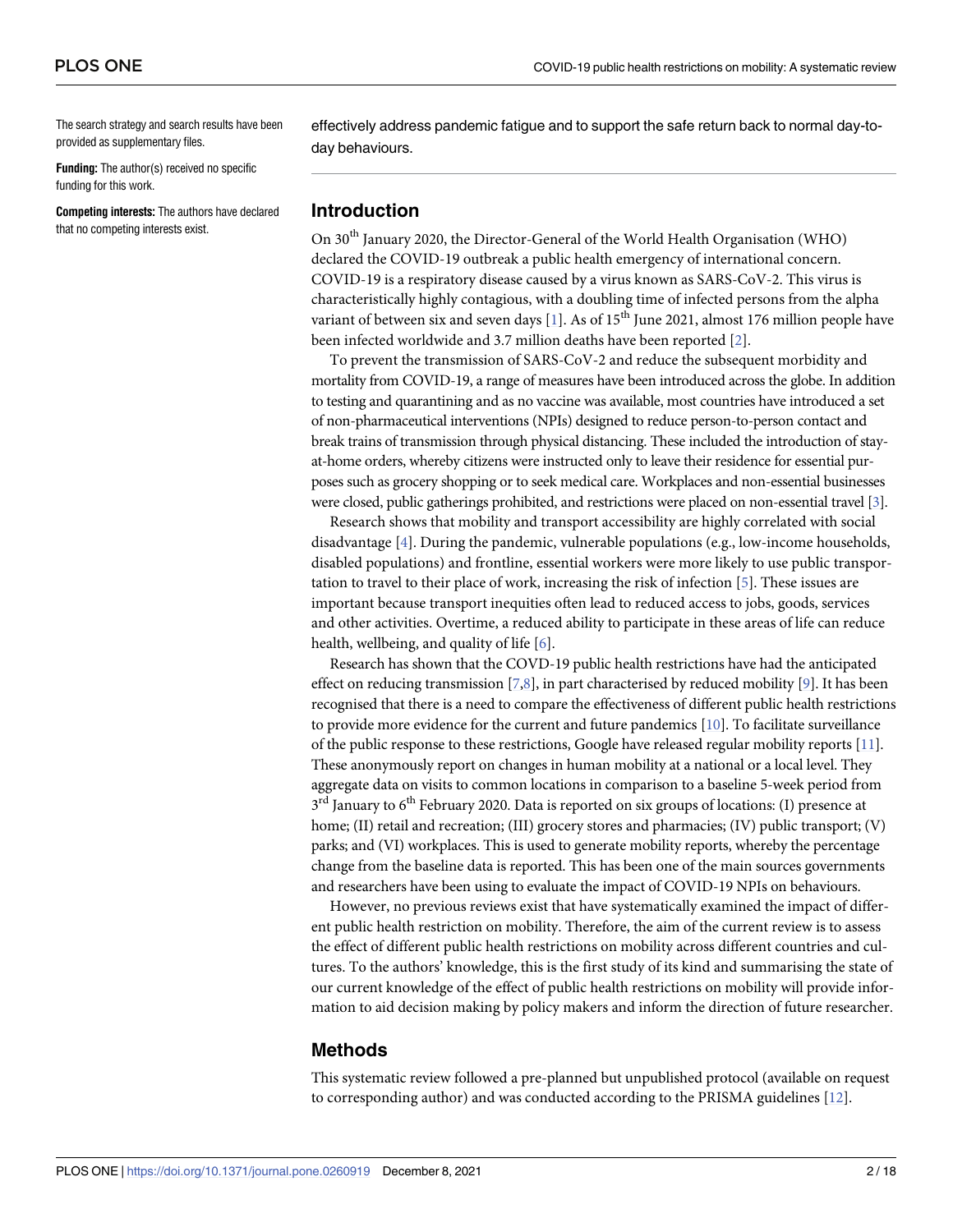The search strategy and search results have been provided as supplementary files.

**Funding:** The author(s) received no specific funding for this work.

**Competing interests:** The authors have declared that no competing interests exist.

effectively address pandemic fatigue and to support the safe return back to normal day-to-day behaviours.

## Introduction

On 30th January 2020, the Director-General of the World Health Organisation (WHO) declared the COVID-19 outbreak a public health emergency of international concern. COVID-19 is a respiratory disease caused by a virus known as SARS-CoV-2. This virus is characteristically highly contagious, with a doubling time of infected persons from the alpha variant of between six and seven days [1]. As of 15th June 2021, almost 176 million people have been infected worldwide and 3.7 million deaths have been reported [2].

To prevent the transmission of SARS-CoV-2 and reduce the subsequent morbidity and mortality from COVID-19, a range of measures have been introduced across the globe. In addition to testing and quarantining and as no vaccine was available, most countries have introduced a set of non-pharmaceutical interventions (NPIs) designed to reduce person-to-person contact and break trains of transmission through physical distancing. These included the introduction of stay-at-home orders, whereby citizens were instructed only to leave their residence for essential purposes such as grocery shopping or to seek medical care. Workplaces and non-essential businesses were closed, public gatherings prohibited, and restrictions were placed on non-essential travel [3].

Research shows that mobility and transport accessibility are highly correlated with social disadvantage [4]. During the pandemic, vulnerable populations (e.g., low-income households, disabled populations) and frontline, essential workers were more likely to use public transportation to travel to their place of work, increasing the risk of infection [5]. These issues are important because transport inequities often lead to reduced access to jobs, goods, services and other activities. Overtime, a reduced ability to participate in these areas of life can reduce health, wellbeing, and quality of life [6].

Research has shown that the COVD-19 public health restrictions have had the anticipated effect on reducing transmission [7,8], in part characterised by reduced mobility [9]. It has been recognised that there is a need to compare the effectiveness of different public health restrictions to provide more evidence for the current and future pandemics [10]. To facilitate surveillance of the public response to these restrictions, Google have released regular mobility reports [11]. These anonymously report on changes in human mobility at a national or a local level. They aggregate data on visits to common locations in comparison to a baseline 5-week period from 3rd January to 6th February 2020. Data is reported on six groups of locations: (I) presence at home; (II) retail and recreation; (III) grocery stores and pharmacies; (IV) public transport; (V) parks; and (VI) workplaces. This is used to generate mobility reports, whereby the percentage change from the baseline data is reported. This has been one of the main sources governments and researchers have been using to evaluate the impact of COVID-19 NPIs on behaviours.

However, no previous reviews exist that have systematically examined the impact of different public health restriction on mobility. Therefore, the aim of the current review is to assess the effect of different public health restrictions on mobility across different countries and cultures. To the authors' knowledge, this is the first study of its kind and summarising the state of our current knowledge of the effect of public health restrictions on mobility will provide information to aid decision making by policy makers and inform the direction of future researcher.

## Methods

This systematic review followed a pre-planned but unpublished protocol (available on request to corresponding author) and was conducted according to the PRISMA guidelines [12].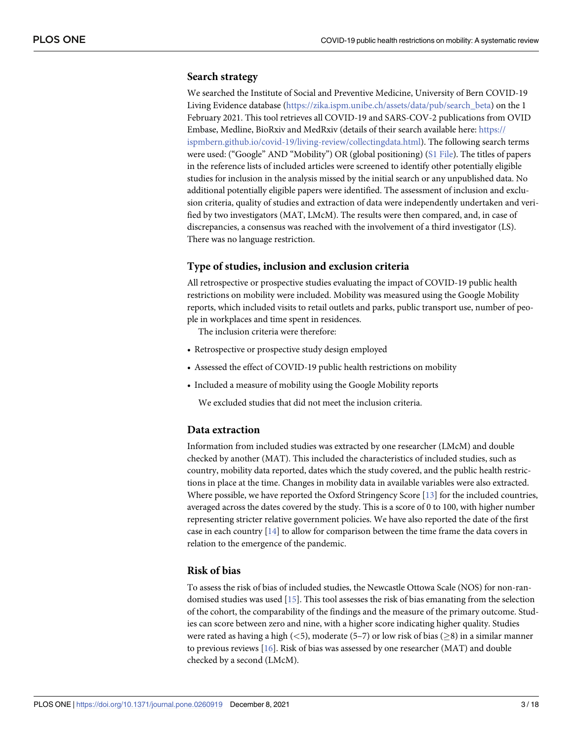### Search strategy

We searched the Institute of Social and Preventive Medicine, University of Bern COVID-19 Living Evidence database (https://zika.ispm.unibe.ch/assets/data/pub/search_beta) on the 1 February 2021. This tool retrieves all COVID-19 and SARS-COV-2 publications from OVID Embase, Medline, BioRxiv and MedRxiv (details of their search available here: https://ispmbern.github.io/covid-19/living-review/collectingdata.html). The following search terms were used: ("Google" AND "Mobility") OR (global positioning) (S1 File). The titles of papers in the reference lists of included articles were screened to identify other potentially eligible studies for inclusion in the analysis missed by the initial search or any unpublished data. No additional potentially eligible papers were identified. The assessment of inclusion and exclusion criteria, quality of studies and extraction of data were independently undertaken and verified by two investigators (MAT, LMcM). The results were then compared, and, in case of discrepancies, a consensus was reached with the involvement of a third investigator (LS). There was no language restriction.

### Type of studies, inclusion and exclusion criteria

All retrospective or prospective studies evaluating the impact of COVID-19 public health restrictions on mobility were included. Mobility was measured using the Google Mobility reports, which included visits to retail outlets and parks, public transport use, number of people in workplaces and time spent in residences.

The inclusion criteria were therefore:

- Retrospective or prospective study design employed
- Assessed the effect of COVID-19 public health restrictions on mobility
- Included a measure of mobility using the Google Mobility reports

We excluded studies that did not meet the inclusion criteria.

### Data extraction

Information from included studies was extracted by one researcher (LMcM) and double checked by another (MAT). This included the characteristics of included studies, such as country, mobility data reported, dates which the study covered, and the public health restrictions in place at the time. Changes in mobility data in available variables were also extracted. Where possible, we have reported the Oxford Stringency Score [13] for the included countries, averaged across the dates covered by the study. This is a score of 0 to 100, with higher number representing stricter relative government policies. We have also reported the date of the first case in each country [14] to allow for comparison between the time frame the data covers in relation to the emergence of the pandemic.

### Risk of bias

To assess the risk of bias of included studies, the Newcastle Ottowa Scale (NOS) for non-randomised studies was used [15]. This tool assesses the risk of bias emanating from the selection of the cohort, the comparability of the findings and the measure of the primary outcome. Studies can score between zero and nine, with a higher score indicating higher quality. Studies were rated as having a high ($<5$), moderate (5–7) or low risk of bias ($\geq 8$) in a similar manner to previous reviews [16]. Risk of bias was assessed by one researcher (MAT) and double checked by a second (LMcM).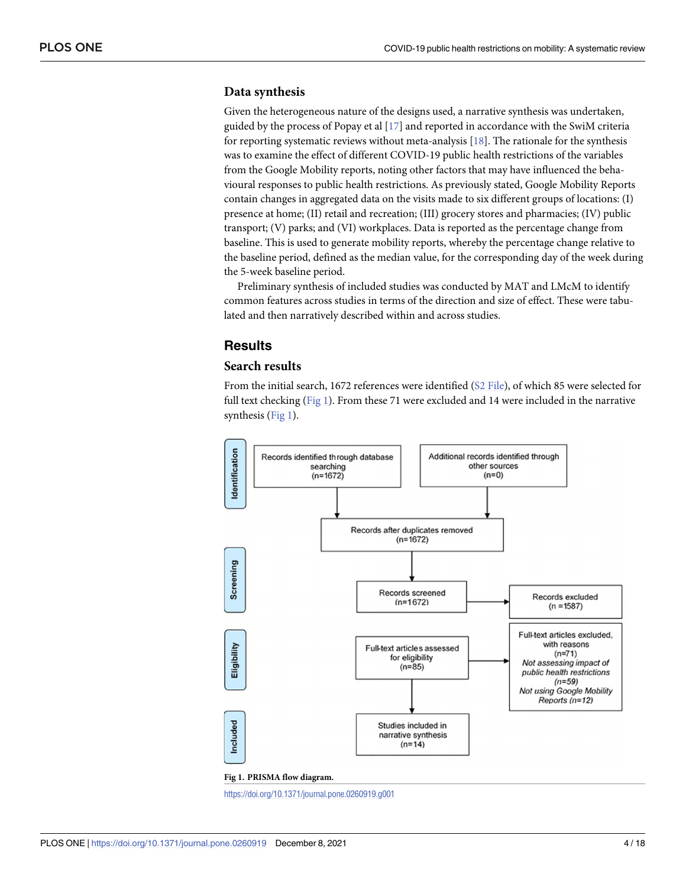### Data synthesis

Given the heterogeneous nature of the designs used, a narrative synthesis was undertaken, guided by the process of Popay et al [17] and reported in accordance with the SwiM criteria for reporting systematic reviews without meta-analysis [18]. The rationale for the synthesis was to examine the effect of different COVID-19 public health restrictions of the variables from the Google Mobility reports, noting other factors that may have influenced the behavioural responses to public health restrictions. As previously stated, Google Mobility Reports contain changes in aggregated data on the visits made to six different groups of locations: (I) presence at home; (II) retail and recreation; (III) grocery stores and pharmacies; (IV) public transport; (V) parks; and (VI) workplaces. Data is reported as the percentage change from baseline. This is used to generate mobility reports, whereby the percentage change relative to the baseline period, defined as the median value, for the corresponding day of the week during the 5-week baseline period.

Preliminary synthesis of included studies was conducted by MAT and LMcM to identify common features across studies in terms of the direction and size of effect. These were tabulated and then narratively described within and across studies.

## Results

### Search results

From the initial search, 1672 references were identified (S2 File), of which 85 were selected for full text checking (Fig 1). From these 71 were excluded and 14 were included in the narrative synthesis (Fig 1).

Identification

Records identified through database searching (n=1672)

Additional records identified through other sources (n=0)

Records after duplicates removed (n=1672)

Screening

Records screened (n=1672)

Records excluded (n =1587)

Eligibility

Full-text articles assessed for eligibility (n=85)

Full-text articles excluded, with reasons (n=71)
*Not assessing impact of public health restrictions (n=59)*
*Not using Google Mobility Reports (n=12)*

Included

Studies included in narrative synthesis (n=14)

**Fig 1. PRISMA flow diagram.**

https://doi.org/10.1371/journal.pone.0260919.g001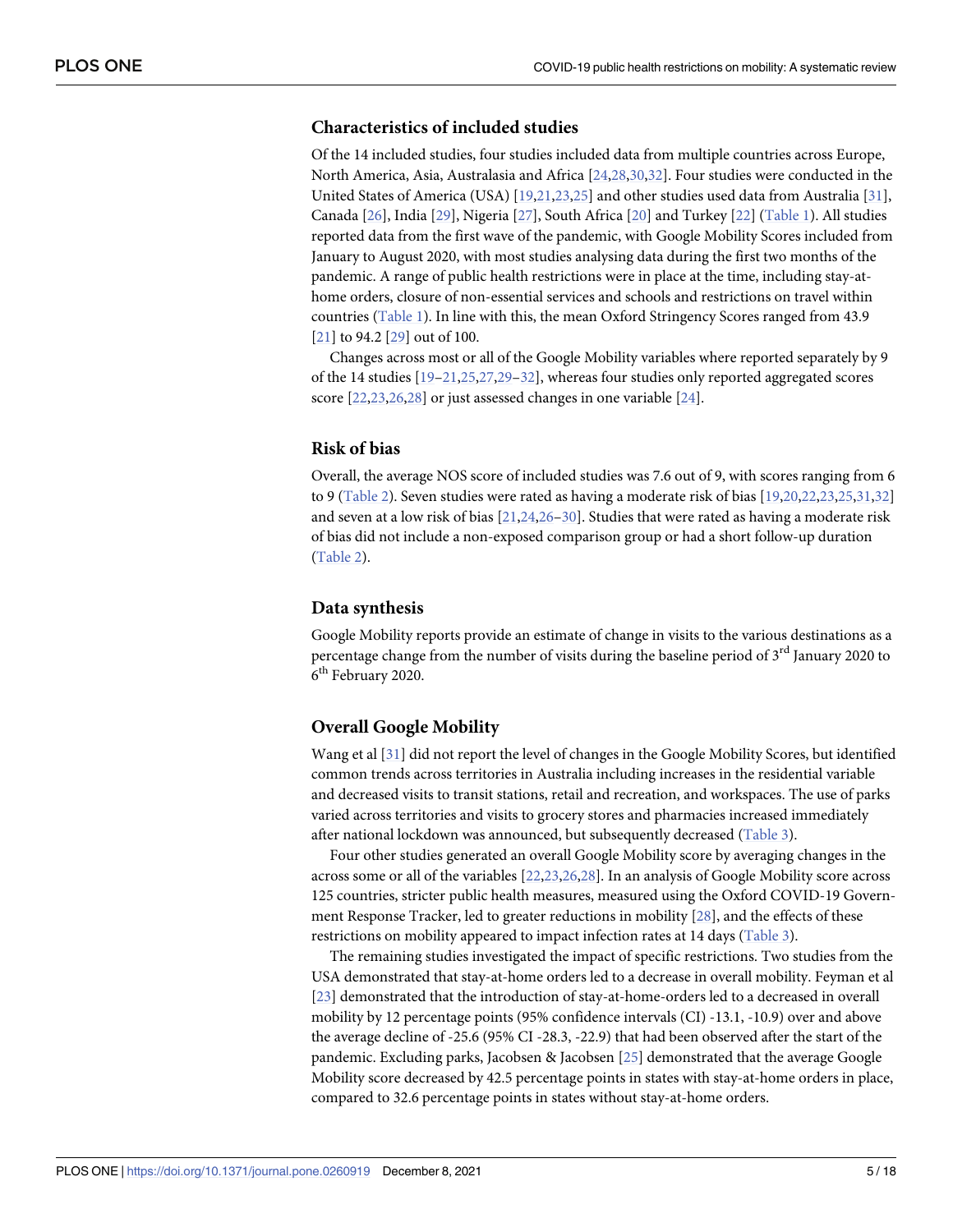## Characteristics of included studies

Of the 14 included studies, four studies included data from multiple countries across Europe, North America, Asia, Australasia and Africa [24,28,30,32]. Four studies were conducted in the United States of America (USA) [19,21,23,25] and other studies used data from Australia [31], Canada [26], India [29], Nigeria [27], South Africa [20] and Turkey [22] (Table 1). All studies reported data from the first wave of the pandemic, with Google Mobility Scores included from January to August 2020, with most studies analysing data during the first two months of the pandemic. A range of public health restrictions were in place at the time, including stay-at-home orders, closure of non-essential services and schools and restrictions on travel within countries (Table 1). In line with this, the mean Oxford Stringency Scores ranged from 43.9 [21] to 94.2 [29] out of 100.

Changes across most or all of the Google Mobility variables where reported separately by 9 of the 14 studies [19–21,25,27,29–32], whereas four studies only reported aggregated scores score [22,23,26,28] or just assessed changes in one variable [24].

## Risk of bias

Overall, the average NOS score of included studies was 7.6 out of 9, with scores ranging from 6 to 9 (Table 2). Seven studies were rated as having a moderate risk of bias [19,20,22,23,25,31,32] and seven at a low risk of bias [21,24,26–30]. Studies that were rated as having a moderate risk of bias did not include a non-exposed comparison group or had a short follow-up duration (Table 2).

## Data synthesis

Google Mobility reports provide an estimate of change in visits to the various destinations as a percentage change from the number of visits during the baseline period of 3rd January 2020 to 6th February 2020.

## Overall Google Mobility

Wang et al [31] did not report the level of changes in the Google Mobility Scores, but identified common trends across territories in Australia including increases in the residential variable and decreased visits to transit stations, retail and recreation, and workspaces. The use of parks varied across territories and visits to grocery stores and pharmacies increased immediately after national lockdown was announced, but subsequently decreased (Table 3).

Four other studies generated an overall Google Mobility score by averaging changes in the across some or all of the variables [22,23,26,28]. In an analysis of Google Mobility score across 125 countries, stricter public health measures, measured using the Oxford COVID-19 Government Response Tracker, led to greater reductions in mobility [28], and the effects of these restrictions on mobility appeared to impact infection rates at 14 days (Table 3).

The remaining studies investigated the impact of specific restrictions. Two studies from the USA demonstrated that stay-at-home orders led to a decrease in overall mobility. Feyman et al [23] demonstrated that the introduction of stay-at-home-orders led to a decreased in overall mobility by 12 percentage points (95% confidence intervals (CI) -13.1, -10.9) over and above the average decline of -25.6 (95% CI -28.3, -22.9) that had been observed after the start of the pandemic. Excluding parks, Jacobsen & Jacobsen [25] demonstrated that the average Google Mobility score decreased by 42.5 percentage points in states with stay-at-home orders in place, compared to 32.6 percentage points in states without stay-at-home orders.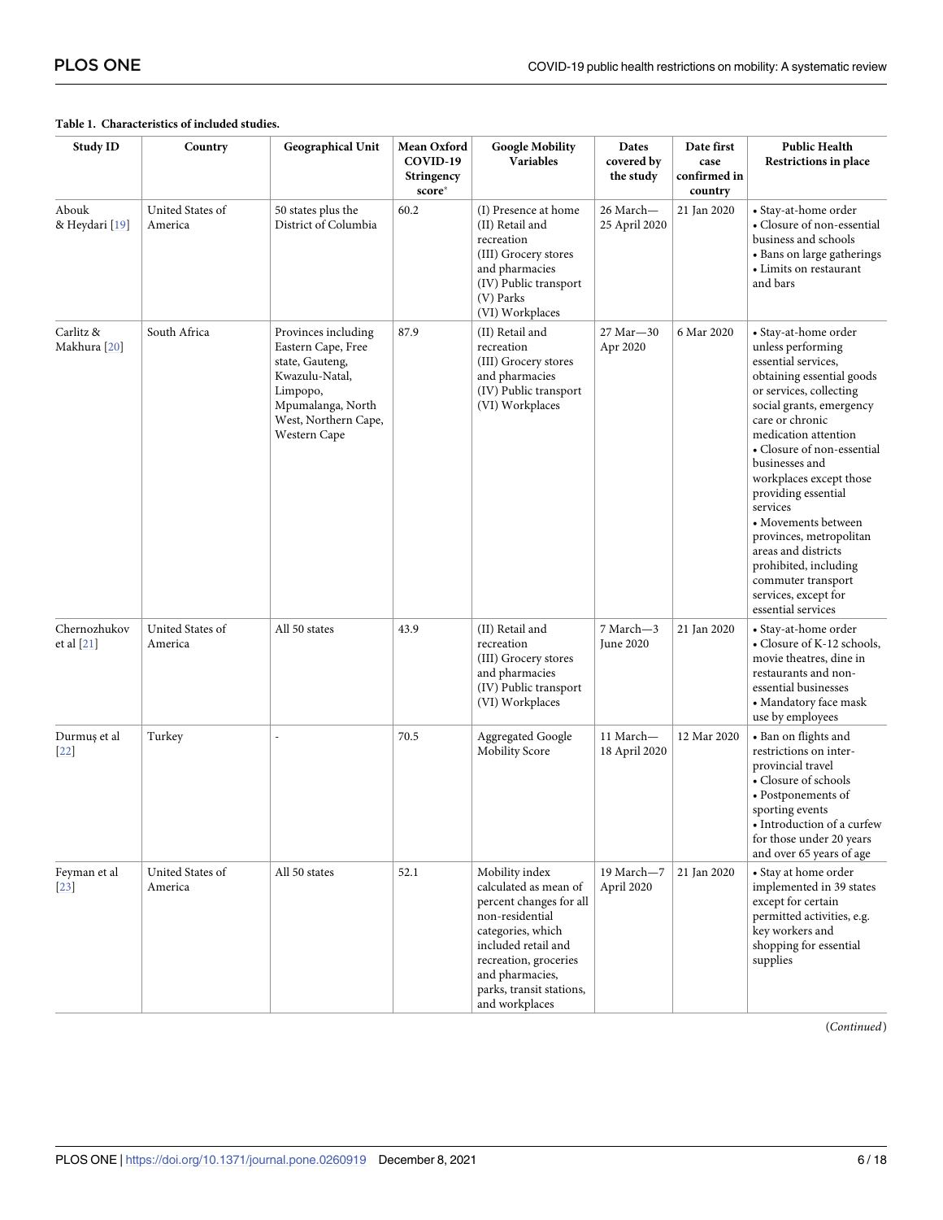**Table 1. Characteristics of included studies.**

| Study ID | Country | Geographical Unit | Mean Oxford COVID-19 Stringency score* | Google Mobility Variables | Dates covered by the study | Date first case confirmed in country | Public Health Restrictions in place |
|---|---|---|---|---|---|---|---|
| Abouk & Heydari [19] | United States of America | 50 states plus the District of Columbia | 60.2 | (I) Presence at home<br>(II) Retail and recreation<br>(III) Grocery stores and pharmacies<br>(IV) Public transport<br>(V) Parks<br>(VI) Workplaces | 26 March—25 April 2020 | 21 Jan 2020 | • Stay-at-home order<br>• Closure of non-essential business and schools<br>• Bans on large gatherings<br>• Limits on restaurant and bars |
| Carlitz & Makhura [20] | South Africa | Provinces including Eastern Cape, Free state, Gauteng, Kwazulu-Natal, Limpopo, Mpumalanga, North West, Northern Cape, Western Cape | 87.9 | (II) Retail and recreation<br>(III) Grocery stores and pharmacies<br>(IV) Public transport<br>(VI) Workplaces | 27 Mar—30 Apr 2020 | 6 Mar 2020 | • Stay-at-home order unless performing essential services, obtaining essential goods or services, collecting social grants, emergency care or chronic medication attention<br>• Closure of non-essential businesses and workplaces except those providing essential services<br>• Movements between provinces, metropolitan areas and districts prohibited, including commuter transport services, except for essential services |
| Chernozhukov et al [21] | United States of America | All 50 states | 43.9 | (II) Retail and recreation<br>(III) Grocery stores and pharmacies<br>(IV) Public transport<br>(VI) Workplaces | 7 March—3 June 2020 | 21 Jan 2020 | • Stay-at-home order<br>• Closure of K-12 schools, movie theatres, dine in restaurants and non-essential businesses<br>• Mandatory face mask use by employees |
| Durmuş et al [22] | Turkey | - | 70.5 | Aggregated Google Mobility Score | 11 March—18 April 2020 | 12 Mar 2020 | • Ban on flights and restrictions on inter-provincial travel<br>• Closure of schools<br>• Postponements of sporting events<br>• Introduction of a curfew for those under 20 years and over 65 years of age |
| Feyman et al [23] | United States of America | All 50 states | 52.1 | Mobility index calculated as mean of percent changes for all non-residential categories, which included retail and recreation, groceries and pharmacies, parks, transit stations, and workplaces | 19 March—7 April 2020 | 21 Jan 2020 | • Stay at home order implemented in 39 states except for certain permitted activities, e.g. key workers and shopping for essential supplies |

(*Continued*)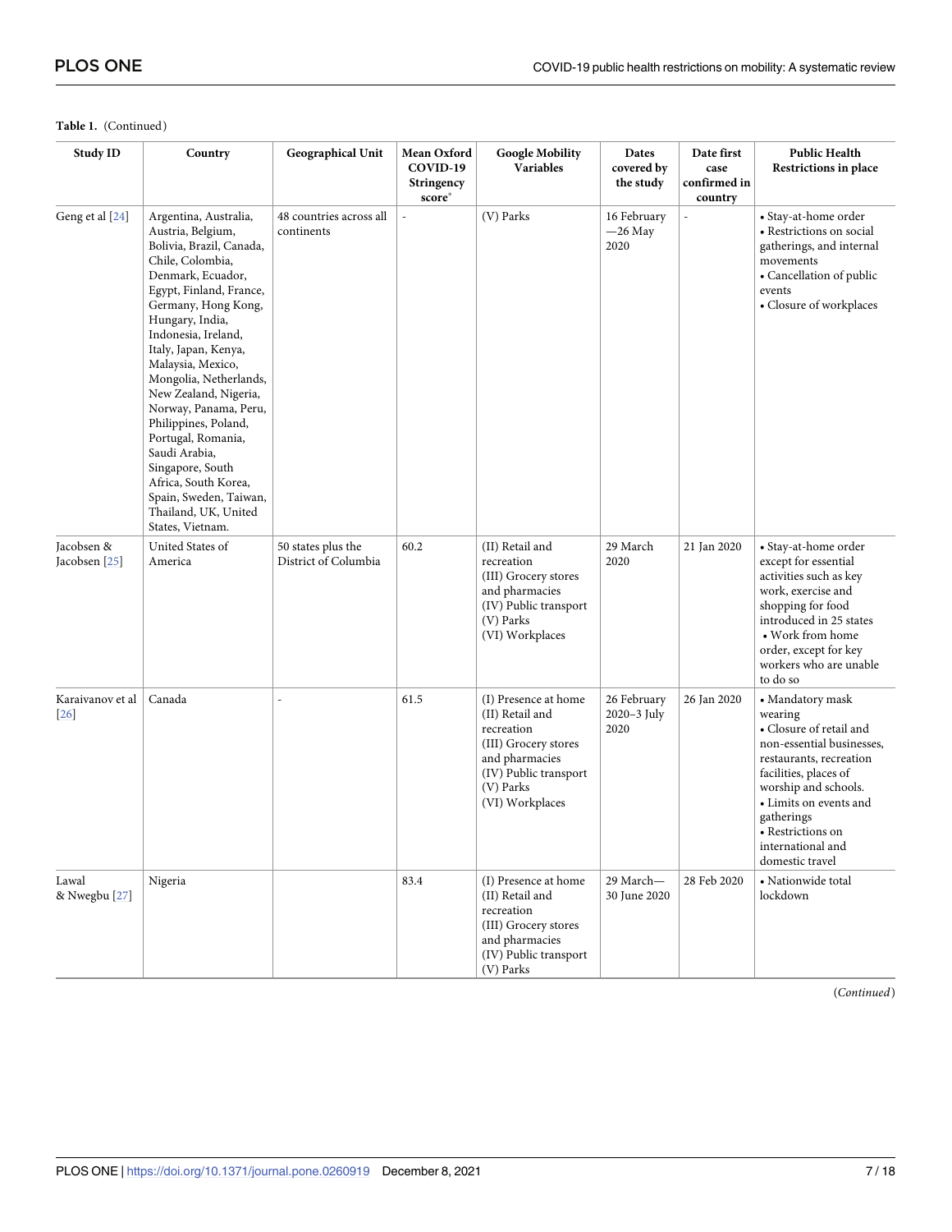**Table 1.** (Continued)

| Study ID | Country | Geographical Unit | Mean Oxford COVID-19 Stringency score* | Google Mobility Variables | Dates covered by the study | Date first case confirmed in country | Public Health Restrictions in place |
|---|---|---|---|---|---|---|---|
| Geng et al [24] | Argentina, Australia, Austria, Belgium, Bolivia, Brazil, Canada, Chile, Colombia, Denmark, Ecuador, Egypt, Finland, France, Germany, Hong Kong, Hungary, India, Indonesia, Ireland, Italy, Japan, Kenya, Malaysia, Mexico, Mongolia, Netherlands, New Zealand, Nigeria, Norway, Panama, Peru, Philippines, Poland, Portugal, Romania, Saudi Arabia, Singapore, South Africa, South Korea, Spain, Sweden, Taiwan, Thailand, UK, United States, Vietnam. | 48 countries across all continents | - | (V) Parks | 16 February —26 May 2020 | - | • Stay-at-home order<br>• Restrictions on social gatherings, and internal movements<br>• Cancellation of public events<br>• Closure of workplaces |
| Jacobsen & Jacobsen [25] | United States of America | 50 states plus the District of Columbia | 60.2 | (II) Retail and recreation<br>(III) Grocery stores and pharmacies<br>(IV) Public transport<br>(V) Parks<br>(VI) Workplaces | 29 March 2020 | 21 Jan 2020 | • Stay-at-home order except for essential activities such as key work, exercise and shopping for food introduced in 25 states<br>• Work from home order, except for key workers who are unable to do so |
| Karaivanov et al [26] | Canada | - | 61.5 | (I) Presence at home<br>(II) Retail and recreation<br>(III) Grocery stores and pharmacies<br>(IV) Public transport<br>(V) Parks<br>(VI) Workplaces | 26 February 2020–3 July 2020 | 26 Jan 2020 | • Mandatory mask wearing<br>• Closure of retail and non-essential businesses, restaurants, recreation facilities, places of worship and schools.<br>• Limits on events and gatherings<br>• Restrictions on international and domestic travel |
| Lawal & Nwegbu [27] | Nigeria | | 83.4 | (I) Presence at home<br>(II) Retail and recreation<br>(III) Grocery stores and pharmacies<br>(IV) Public transport<br>(V) Parks | 29 March—30 June 2020 | 28 Feb 2020 | • Nationwide total lockdown |

(*Continued*)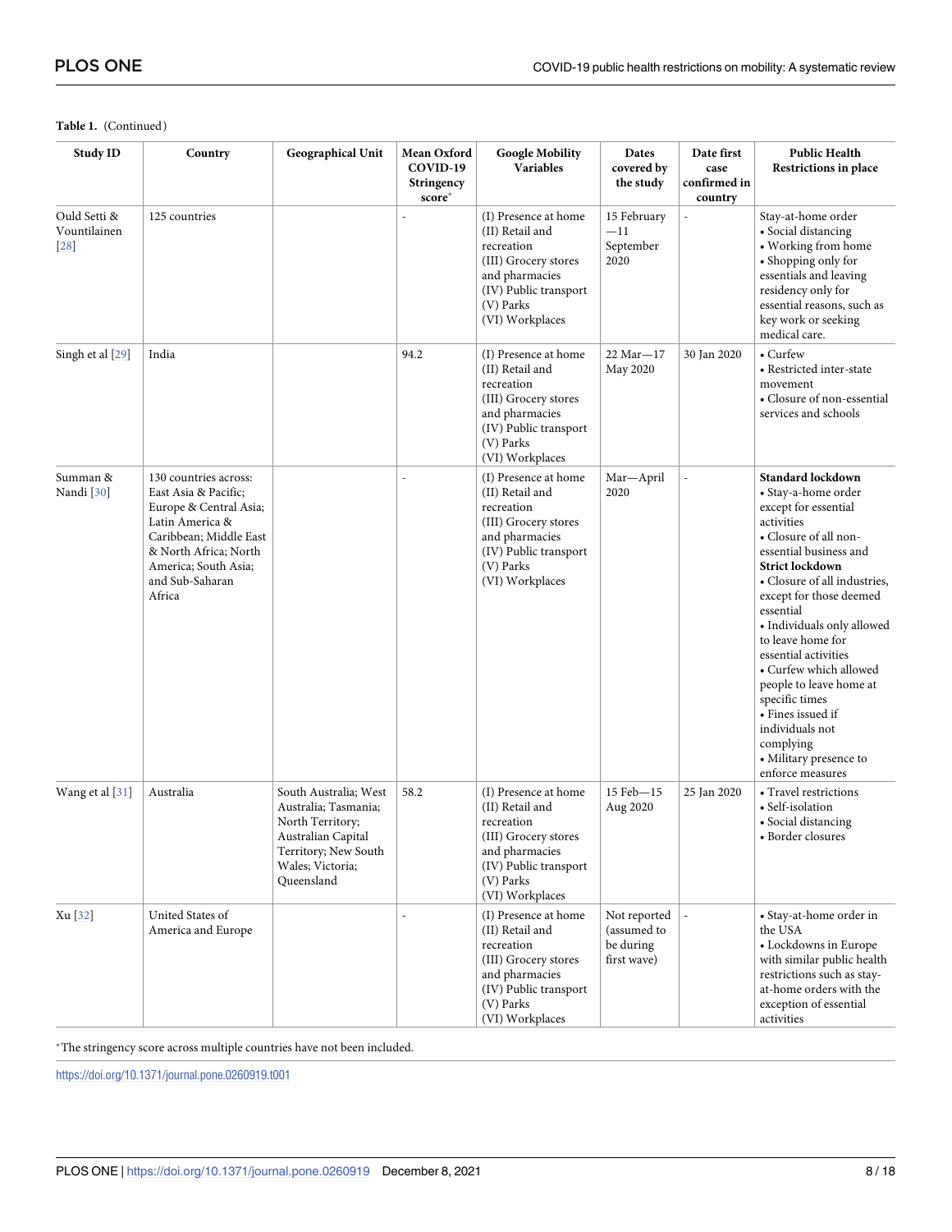**Table 1.** (Continued)

| Study ID | Country | Geographical Unit | Mean Oxford COVID-19 Stringency score* | Google Mobility Variables | Dates covered by the study | Date first case confirmed in country | Public Health Restrictions in place |
|---|---|---|---|---|---|---|---|
| Ould Setti & Vountilainen [28] | 125 countries | | - | (I) Presence at home (II) Retail and recreation (III) Grocery stores and pharmacies (IV) Public transport (V) Parks (VI) Workplaces | 15 February—11 September 2020 | - | Stay-at-home order • Social distancing • Working from home • Shopping only for essentials and leaving residency only for essential reasons, such as key work or seeking medical care. |
| Singh et al [29] | India | | 94.2 | (I) Presence at home (II) Retail and recreation (III) Grocery stores and pharmacies (IV) Public transport (V) Parks (VI) Workplaces | 22 Mar—17 May 2020 | 30 Jan 2020 | • Curfew • Restricted inter-state movement • Closure of non-essential services and schools |
| Summan & Nandi [30] | 130 countries across: East Asia & Pacific; Europe & Central Asia; Latin America & Caribbean; Middle East & North Africa; North America; South Asia; and Sub-Saharan Africa | | - | (I) Presence at home (II) Retail and recreation (III) Grocery stores and pharmacies (IV) Public transport (V) Parks (VI) Workplaces | Mar—April 2020 | - | **Standard lockdown** • Stay-a-home order except for essential activities • Closure of all non-essential business and **Strict lockdown** • Closure of all industries, except for those deemed essential • Individuals only allowed to leave home for essential activities • Curfew which allowed people to leave home at specific times • Fines issued if individuals not complying • Military presence to enforce measures |
| Wang et al [31] | Australia | South Australia; West Australia; Tasmania; North Territory; Australian Capital Territory; New South Wales; Victoria; Queensland | 58.2 | (I) Presence at home (II) Retail and recreation (III) Grocery stores and pharmacies (IV) Public transport (V) Parks (VI) Workplaces | 15 Feb—15 Aug 2020 | 25 Jan 2020 | • Travel restrictions • Self-isolation • Social distancing • Border closures |
| Xu [32] | United States of America and Europe | | - | (I) Presence at home (II) Retail and recreation (III) Grocery stores and pharmacies (IV) Public transport (V) Parks (VI) Workplaces | Not reported (assumed to be during first wave) | - | • Stay-at-home order in the USA • Lockdowns in Europe with similar public health restrictions such as stay-at-home orders with the exception of essential activities |

*The stringency score across multiple countries have not been included.

https://doi.org/10.1371/journal.pone.0260919.t001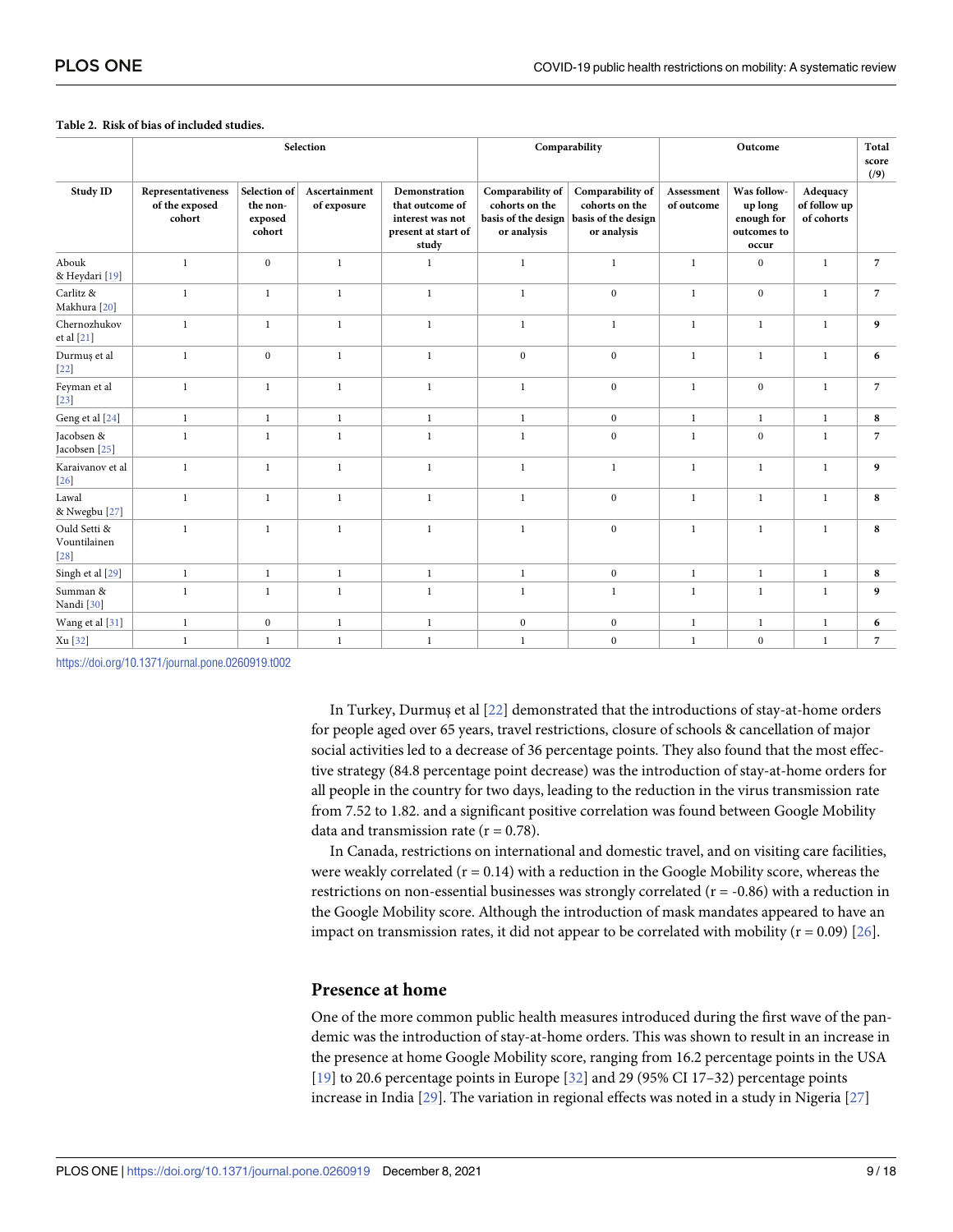**Table 2. Risk of bias of included studies.**

| | Selection | | | | Comparability | | Outcome | | | Total score (/9) |
|---|---|---|---|---|---|---|---|---|---|---|
| Study ID | Representativeness of the exposed cohort | Selection of the non-exposed cohort | Ascertainment of exposure | Demonstration that outcome of interest was not present at start of study | Comparability of cohorts on the basis of the design or analysis | Comparability of cohorts on the basis of the design or analysis | Assessment of outcome | Was follow-up long enough for outcomes to occur | Adequacy of follow up of cohorts | |
| Abouk & Heydari [19] | 1 | 0 | 1 | 1 | 1 | 1 | 1 | 0 | 1 | **7** |
| Carlitz & Makhura [20] | 1 | 1 | 1 | 1 | 1 | 0 | 1 | 0 | 1 | **7** |
| Chernozhukov et al [21] | 1 | 1 | 1 | 1 | 1 | 1 | 1 | 1 | 1 | **9** |
| Durmuş et al [22] | 1 | 0 | 1 | 1 | 0 | 0 | 1 | 1 | 1 | **6** |
| Feyman et al [23] | 1 | 1 | 1 | 1 | 1 | 0 | 1 | 0 | 1 | **7** |
| Geng et al [24] | 1 | 1 | 1 | 1 | 1 | 0 | 1 | 1 | 1 | **8** |
| Jacobsen & Jacobsen [25] | 1 | 1 | 1 | 1 | 1 | 0 | 1 | 0 | 1 | **7** |
| Karaivanov et al [26] | 1 | 1 | 1 | 1 | 1 | 1 | 1 | 1 | 1 | **9** |
| Lawal & Nwegbu [27] | 1 | 1 | 1 | 1 | 1 | 0 | 1 | 1 | 1 | **8** |
| Ould Setti & Vountilainen [28] | 1 | 1 | 1 | 1 | 1 | 0 | 1 | 1 | 1 | **8** |
| Singh et al [29] | 1 | 1 | 1 | 1 | 1 | 0 | 1 | 1 | 1 | **8** |
| Summan & Nandi [30] | 1 | 1 | 1 | 1 | 1 | 1 | 1 | 1 | 1 | **9** |
| Wang et al [31] | 1 | 0 | 1 | 1 | 0 | 0 | 1 | 1 | 1 | **6** |
| Xu [32] | 1 | 1 | 1 | 1 | 1 | 0 | 1 | 0 | 1 | **7** |

https://doi.org/10.1371/journal.pone.0260919.t002

In Turkey, Durmuş et al [22] demonstrated that the introductions of stay-at-home orders for people aged over 65 years, travel restrictions, closure of schools & cancellation of major social activities led to a decrease of 36 percentage points. They also found that the most effective strategy (84.8 percentage point decrease) was the introduction of stay-at-home orders for all people in the country for two days, leading to the reduction in the virus transmission rate from 7.52 to 1.82. and a significant positive correlation was found between Google Mobility data and transmission rate ($r = 0.78$).

In Canada, restrictions on international and domestic travel, and on visiting care facilities, were weakly correlated ($r = 0.14$) with a reduction in the Google Mobility score, whereas the restrictions on non-essential businesses was strongly correlated ($r = -0.86$) with a reduction in the Google Mobility score. Although the introduction of mask mandates appeared to have an impact on transmission rates, it did not appear to be correlated with mobility ($r = 0.09$) [26].

## Presence at home

One of the more common public health measures introduced during the first wave of the pandemic was the introduction of stay-at-home orders. This was shown to result in an increase in the presence at home Google Mobility score, ranging from 16.2 percentage points in the USA [19] to 20.6 percentage points in Europe [32] and 29 (95% CI 17–32) percentage points increase in India [29]. The variation in regional effects was noted in a study in Nigeria [27]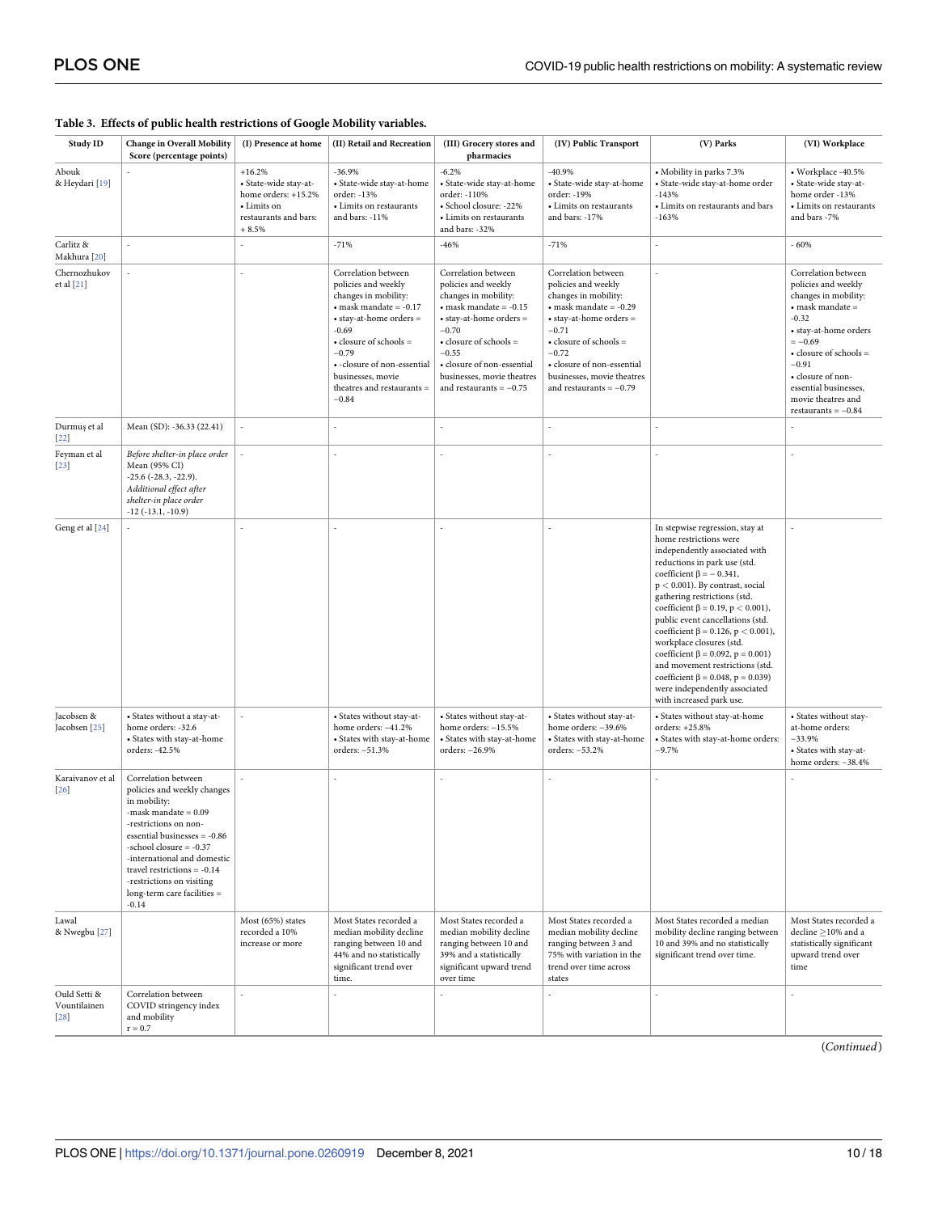**Table 3. Effects of public health restrictions of Google Mobility variables.**

| Study ID | Change in Overall Mobility Score (percentage points) | (I) Presence at home | (II) Retail and Recreation | (III) Grocery stores and pharmacies | (IV) Public Transport | (V) Parks | (VI) Workplace |
|---|---|---|---|---|---|---|---|
| Abouk & Heydari [19] | - | +16.2% • State-wide stay-at-home orders: +15.2% • Limits on restaurants and bars: + 8.5% | -36.9% • State-wide stay-at-home order: -13% • Limits on restaurants and bars: -11% | -6.2% • State-wide stay-at-home order: -110% • School closure: -22% • Limits on restaurants and bars: -32% | -40.9% • State-wide stay-at-home order: -19% • Limits on restaurants and bars: -17% | • Mobility in parks 7.3% • State-wide stay-at-home order -143% • Limits on restaurants and bars -163% | • Workplace -40.5% • State-wide stay-at-home order -13% • Limits on restaurants and bars -7% |
| Carlitz & Makhura [20] | - | - | -71% | -46% | -71% | - | - 60% |
| Chernozhukov et al [21] | - | - | Correlation between policies and weekly changes in mobility: • mask mandate = -0.17 • stay-at-home orders = -0.69 • closure of schools = −0.79 • -closure of non-essential businesses, movie theatres and restaurants = −0.84 | Correlation between policies and weekly changes in mobility: • mask mandate = -0.15 • stay-at-home orders = −0.70 • closure of schools = −0.55 • closure of non-essential businesses, movie theatres and restaurants = −0.75 | Correlation between policies and weekly changes in mobility: • mask mandate = -0.29 • stay-at-home orders = −0.71 • closure of schools = −0.72 • closure of non-essential businesses, movie theatres and restaurants = −0.79 | - | Correlation between policies and weekly changes in mobility: • mask mandate = -0.32 • stay-at-home orders = −0.69 • closure of schools = −0.91 • closure of non-essential businesses, movie theatres and restaurants = −0.84 |
| Durmuş et al [22] | Mean (SD): -36.33 (22.41) | - | - | - | - | - | - |
| Feyman et al [23] | *Before shelter-in place order* Mean (95% CI) -25.6 (-28.3, -22.9). *Additional effect after shelter-in place order* -12 (-13.1, -10.9) | - | - | - | - | - | - |
| Geng et al [24] | - | - | - | - | - | In stepwise regression, stay at home restrictions were independently associated with reductions in park use (std. coefficient $\beta = -0.341$, $p < 0.001$). By contrast, social gathering restrictions (std. coefficient $\beta = 0.19$, $p < 0.001$), public event cancellations (std. coefficient $\beta = 0.126$, $p < 0.001$), workplace closures (std. coefficient $\beta = 0.092$, $p = 0.001$) and movement restrictions (std. coefficient $\beta = 0.048$, $p = 0.039$) were independently associated with increased park use. | - |
| Jacobsen & Jacobsen [25] | • States without a stay-at-home orders: -32.6 • States with stay-at-home orders: -42.5% | - | • States without stay-at-home orders: −41.2% • States with stay-at-home orders: −51.3% | • States without stay-at-home orders: −15.5% • States with stay-at-home orders: −26.9% | • States without stay-at-home orders: −39.6% • States with stay-at-home orders: −53.2% | • States without stay-at-home orders: +25.8% • States with stay-at-home orders: −9.7% | • States without stay-at-home orders: −33.9% • States with stay-at-home orders: −38.4% |
| Karaivanov et al [26] | Correlation between policies and weekly changes in mobility: -mask mandate = 0.09 -restrictions on non-essential businesses = -0.86 -school closure = -0.37 -international and domestic travel restrictions = -0.14 -restrictions on visiting long-term care facilities = -0.14 | - | - | - | - | - | - |
| Lawal & Nwegbu [27] | | Most (65%) states recorded a 10% increase or more | Most States recorded a median mobility decline ranging between 10 and 44% and no statistically significant trend over time. | Most States recorded a median mobility decline ranging between 10 and 39% and a statistically significant upward trend over time | Most States recorded a median mobility decline ranging between 3 and 75% with variation in the trend over time across states | Most States recorded a median mobility decline ranging between 10 and 39% and no statistically significant trend over time. | Most States recorded a decline ≥10% and a statistically significant upward trend over time |
| Ould Setti & Vountilainen [28] | Correlation between COVID stringency index and mobility r = 0.7 | - | - | - | - | - | - |

(*Continued*)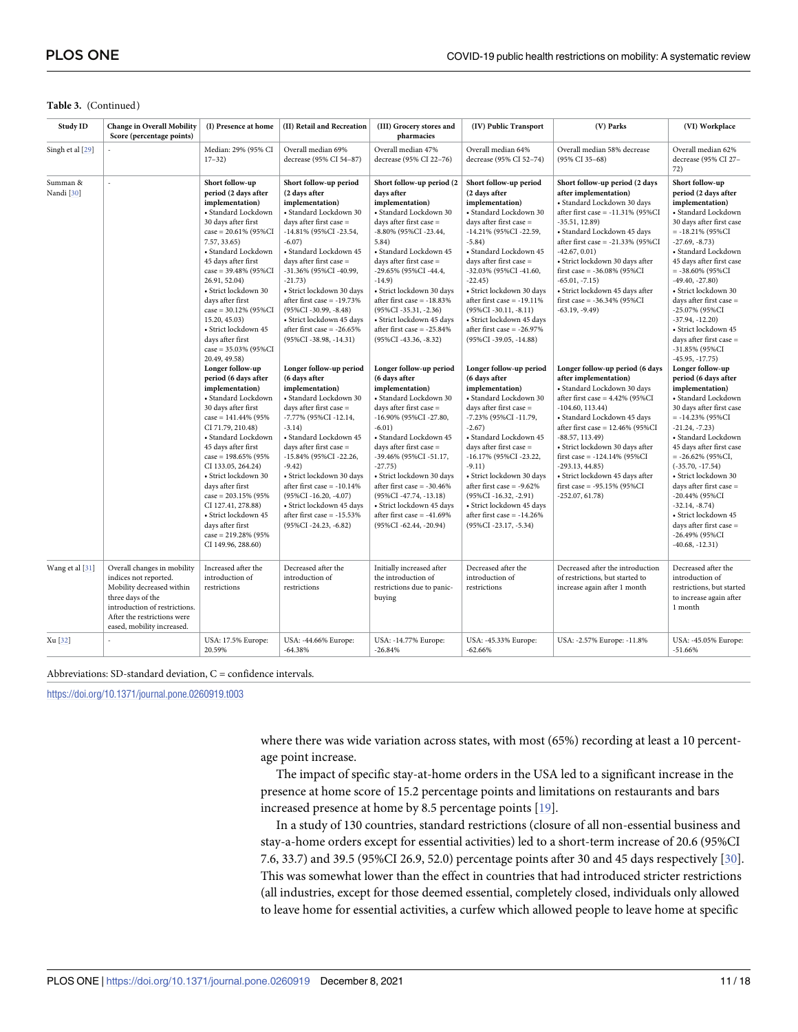**Table 3.** (Continued)

| Study ID | Change in Overall Mobility Score (percentage points) | (I) Presence at home | (II) Retail and Recreation | (III) Grocery stores and pharmacies | (IV) Public Transport | (V) Parks | (VI) Workplace |
|---|---|---|---|---|---|---|---|
| Singh et al [29] | - | Median: 29% (95% CI 17–32) | Overall median 69% decrease (95% CI 54–87) | Overall median 47% decrease (95% CI 22–76) | Overall median 64% decrease (95% CI 52–74) | Overall median 58% decrease (95% CI 35–68) | Overall median 62% decrease (95% CI 27–72) |
| Summan & Nandi [30] | - | **Short follow-up period (2 days after implementation)** • Standard Lockdown 30 days after first case = 20.61% (95%CI 7.57, 33.65) • Standard Lockdown 45 days after first case = 39.48% (95%CI 26.91, 52.04) • Strict lockdown 30 days after first case = 30.12% (95%CI 15.20, 45.03) • Strict lockdown 45 days after first case = 35.03% (95%CI 20.49, 49.58) **Longer follow-up period (6 days after implementation)** • Standard Lockdown 30 days after first case = 141.44% (95% CI 71.79, 210.48) • Standard Lockdown 45 days after first case = 198.65% (95% CI 133.05, 264.24) • Strict lockdown 30 days after first case = 203.15% (95% CI 127.41, 278.88) • Strict lockdown 45 days after first case = 219.28% (95% CI 149.96, 288.60) | **Short follow-up period (2 days after implementation)** • Standard Lockdown 30 days after first case = -14.81% (95%CI -23.54, -6.07) • Standard Lockdown 45 days after first case = -31.36% (95%CI -40.99, -21.73) • Strict lockdown 30 days after first case = -19.73% (95%CI -30.99, -8.48) • Strict lockdown 45 days after first case = -26.65% (95%CI -38.98, -14.31) **Longer follow-up period (6 days after implementation)** • Standard Lockdown 30 days after first case = -7.77% (95%CI -12.14, -3.14) • Standard Lockdown 45 days after first case = -15.84% (95%CI -22.26, -9.42) • Strict lockdown 30 days after first case = -10.14% (95%CI -16.20, -4.07) • Strict lockdown 45 days after first case = -15.53% (95%CI -24.23, -6.82) | **Short follow-up period (2 days after implementation)** • Standard Lockdown 30 days after first case = -8.80% (95%CI -23.44, 5.84) • Standard Lockdown 45 days after first case = -29.65% (95%CI -44.4, -14.9) • Strict lockdown 30 days after first case = -18.83% (95%CI -35.31, -2.36) • Strict lockdown 45 days after first case = -25.84% (95%CI -43.36, -8.32) **Longer follow-up period (6 days after implementation)** • Standard Lockdown 30 days after first case = -16.90% (95%CI -27.80, -6.01) • Standard Lockdown 45 days after first case = -39.46% (95%CI -51.17, -27.75) • Strict lockdown 30 days after first case = -30.46% (95%CI -47.74, -13.18) • Strict lockdown 45 days after first case = -41.69% (95%CI -62.44, -20.94) | **Short follow-up period (2 days after implementation)** • Standard Lockdown 30 days after first case = -14.21% (95%CI -22.59, -5.84) • Standard Lockdown 45 days after first case = -32.03% (95%CI -41.60, -22.45) • Strict lockdown 30 days after first case = -19.11% (95%CI -30.11, -8.11) • Strict lockdown 45 days after first case = -26.97% (95%CI -39.05, -14.88) **Longer follow-up period (6 days after implementation)** • Standard Lockdown 30 days after first case = -7.23% (95%CI -11.79, -2.67) • Standard Lockdown 45 days after first case = -16.17% (95%CI -23.22, -9.11) • Strict lockdown 30 days after first case = -9.62% (95%CI -16.32, -2.91) • Strict lockdown 45 days after first case = -14.26% (95%CI -23.17, -5.34) | **Short follow-up period (2 days after implementation)** • Standard Lockdown 30 days after first case = -11.31% (95%CI -35.51, 12.89) • Standard Lockdown 45 days after first case = -21.33% (95%CI -42.67, 0.01) • Strict lockdown 30 days after first case = -36.08% (95%CI -65.01, -7.15) • Strict lockdown 45 days after first case = -36.34% (95%CI -63.19, -9.49) **Longer follow-up period (6 days after implementation)** • Standard Lockdown 30 days after first case = 4.42% (95%CI -104.60, 113.44) • Standard Lockdown 45 days after first case = 12.46% (95%CI -88.57, 113.49) • Strict lockdown 30 days after first case = -124.14% (95%CI -293.13, 44.85) • Strict lockdown 45 days after first case = -95.15% (95%CI -252.07, 61.78) | **Short follow-up period (2 days after implementation)** • Standard Lockdown 30 days after first case = -18.21% (95%CI -27.69, -8.73) • Standard Lockdown 45 days after first case = -38.60% (95%CI -49.40, -27.80) • Strict lockdown 30 days after first case = -25.07% (95%CI -37.94, -12.20) • Strict lockdown 45 days after first case = -31.85% (95%CI -45.95, -17.75) **Longer follow-up period (6 days after implementation)** • Standard Lockdown 30 days after first case = -14.23% (95%CI -21.24, -7.23) • Standard Lockdown 45 days after first case = -26.62% (95%CI, (-35.70, -17.54) • Strict lockdown 30 days after first case = -20.44% (95%CI -32.14, -8.74) • Strict lockdown 45 days after first case = -26.49% (95%CI -40.68, -12.31) |
| Wang et al [31] | Overall changes in mobility indices not reported. Mobility decreased within three days of the introduction of restrictions. After the restrictions were eased, mobility increased. | Increased after the introduction of restrictions | Decreased after the introduction of restrictions | Initially increased after the introduction of restrictions due to panic-buying | Decreased after the introduction of restrictions | Decreased after the introduction of restrictions, but started to increase again after 1 month | Decreased after the introduction of restrictions, but started to increase again after 1 month |
| Xu [32] | - | USA: 17.5% Europe: 20.59% | USA: -44.66% Europe: -64.38% | USA: -14.77% Europe: -26.84% | USA: -45.33% Europe: -62.66% | USA: -2.57% Europe: -11.8% | USA: -45.05% Europe: -51.66% |

Abbreviations: SD-standard deviation, C = confidence intervals.

https://doi.org/10.1371/journal.pone.0260919.t003

where there was wide variation across states, with most (65%) recording at least a 10 percentage point increase.

The impact of specific stay-at-home orders in the USA led to a significant increase in the presence at home score of 15.2 percentage points and limitations on restaurants and bars increased presence at home by 8.5 percentage points [19].

In a study of 130 countries, standard restrictions (closure of all non-essential business and stay-a-home orders except for essential activities) led to a short-term increase of 20.6 (95%CI 7.6, 33.7) and 39.5 (95%CI 26.9, 52.0) percentage points after 30 and 45 days respectively [30]. This was somewhat lower than the effect in countries that had introduced stricter restrictions (all industries, except for those deemed essential, completely closed, individuals only allowed to leave home for essential activities, a curfew which allowed people to leave home at specific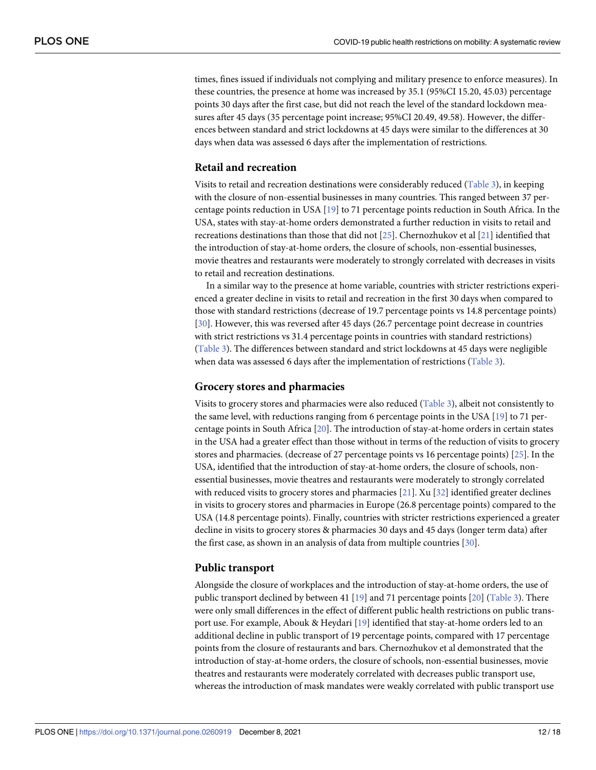times, fines issued if individuals not complying and military presence to enforce measures). In these countries, the presence at home was increased by 35.1 (95%CI 15.20, 45.03) percentage points 30 days after the first case, but did not reach the level of the standard lockdown measures after 45 days (35 percentage point increase; 95%CI 20.49, 49.58). However, the differences between standard and strict lockdowns at 45 days were similar to the differences at 30 days when data was assessed 6 days after the implementation of restrictions.

### Retail and recreation

Visits to retail and recreation destinations were considerably reduced (Table 3), in keeping with the closure of non-essential businesses in many countries. This ranged between 37 percentage points reduction in USA [19] to 71 percentage points reduction in South Africa. In the USA, states with stay-at-home orders demonstrated a further reduction in visits to retail and recreations destinations than those that did not [25]. Chernozhukov et al [21] identified that the introduction of stay-at-home orders, the closure of schools, non-essential businesses, movie theatres and restaurants were moderately to strongly correlated with decreases in visits to retail and recreation destinations.

In a similar way to the presence at home variable, countries with stricter restrictions experienced a greater decline in visits to retail and recreation in the first 30 days when compared to those with standard restrictions (decrease of 19.7 percentage points vs 14.8 percentage points) [30]. However, this was reversed after 45 days (26.7 percentage point decrease in countries with strict restrictions vs 31.4 percentage points in countries with standard restrictions) (Table 3). The differences between standard and strict lockdowns at 45 days were negligible when data was assessed 6 days after the implementation of restrictions (Table 3).

### Grocery stores and pharmacies

Visits to grocery stores and pharmacies were also reduced (Table 3), albeit not consistently to the same level, with reductions ranging from 6 percentage points in the USA [19] to 71 percentage points in South Africa [20]. The introduction of stay-at-home orders in certain states in the USA had a greater effect than those without in terms of the reduction of visits to grocery stores and pharmacies. (decrease of 27 percentage points vs 16 percentage points) [25]. In the USA, identified that the introduction of stay-at-home orders, the closure of schools, non-essential businesses, movie theatres and restaurants were moderately to strongly correlated with reduced visits to grocery stores and pharmacies [21]. Xu [32] identified greater declines in visits to grocery stores and pharmacies in Europe (26.8 percentage points) compared to the USA (14.8 percentage points). Finally, countries with stricter restrictions experienced a greater decline in visits to grocery stores & pharmacies 30 days and 45 days (longer term data) after the first case, as shown in an analysis of data from multiple countries [30].

### Public transport

Alongside the closure of workplaces and the introduction of stay-at-home orders, the use of public transport declined by between 41 [19] and 71 percentage points [20] (Table 3). There were only small differences in the effect of different public health restrictions on public transport use. For example, Abouk & Heydari [19] identified that stay-at-home orders led to an additional decline in public transport of 19 percentage points, compared with 17 percentage points from the closure of restaurants and bars. Chernozhukov et al demonstrated that the introduction of stay-at-home orders, the closure of schools, non-essential businesses, movie theatres and restaurants were moderately correlated with decreases public transport use, whereas the introduction of mask mandates were weakly correlated with public transport use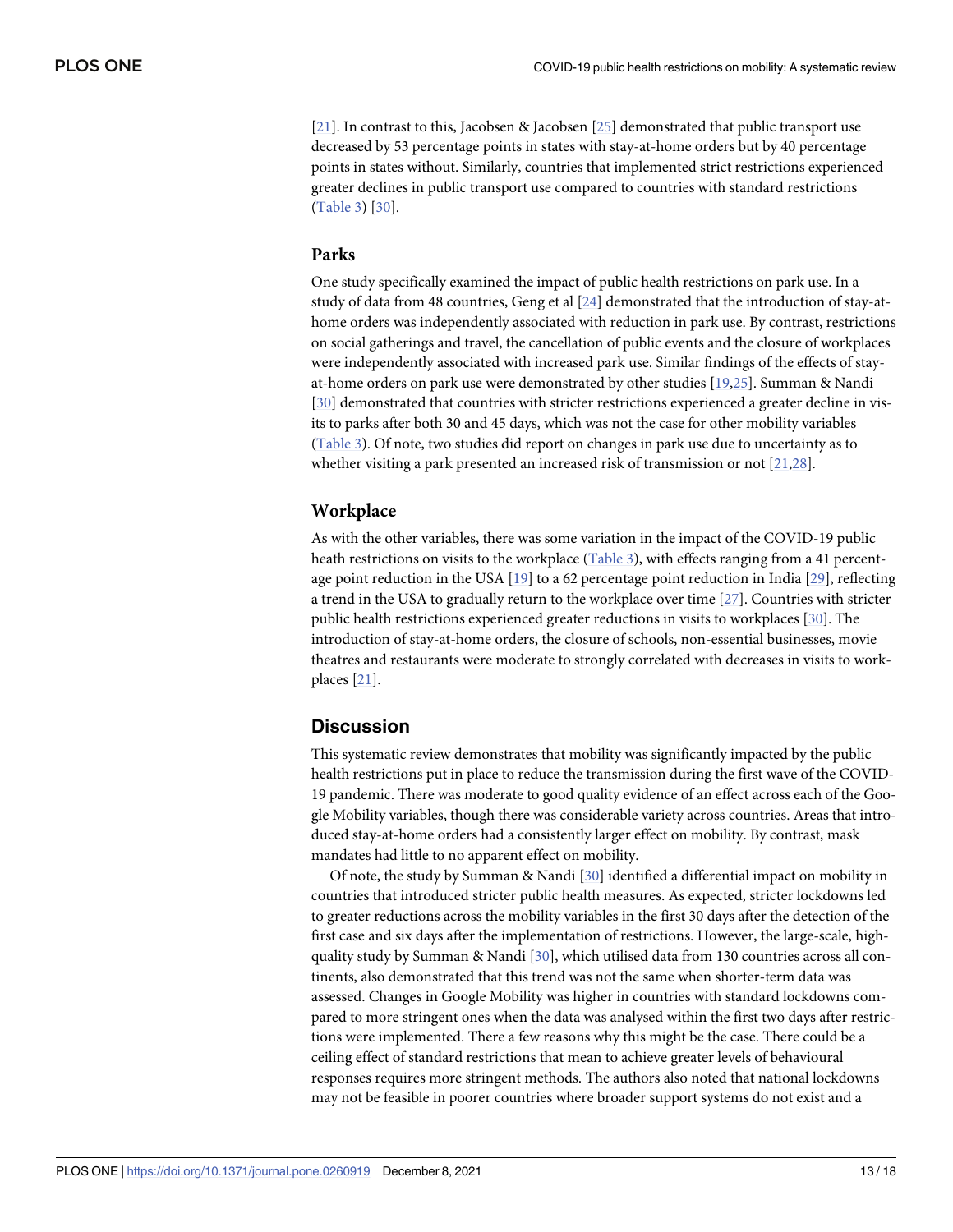[21]. In contrast to this, Jacobsen & Jacobsen [25] demonstrated that public transport use decreased by 53 percentage points in states with stay-at-home orders but by 40 percentage points in states without. Similarly, countries that implemented strict restrictions experienced greater declines in public transport use compared to countries with standard restrictions (Table 3) [30].

### Parks

One study specifically examined the impact of public health restrictions on park use. In a study of data from 48 countries, Geng et al [24] demonstrated that the introduction of stay-at-home orders was independently associated with reduction in park use. By contrast, restrictions on social gatherings and travel, the cancellation of public events and the closure of workplaces were independently associated with increased park use. Similar findings of the effects of stay-at-home orders on park use were demonstrated by other studies [19,25]. Summan & Nandi [30] demonstrated that countries with stricter restrictions experienced a greater decline in visits to parks after both 30 and 45 days, which was not the case for other mobility variables (Table 3). Of note, two studies did report on changes in park use due to uncertainty as to whether visiting a park presented an increased risk of transmission or not [21,28].

### Workplace

As with the other variables, there was some variation in the impact of the COVID-19 public heath restrictions on visits to the workplace (Table 3), with effects ranging from a 41 percentage point reduction in the USA [19] to a 62 percentage point reduction in India [29], reflecting a trend in the USA to gradually return to the workplace over time [27]. Countries with stricter public health restrictions experienced greater reductions in visits to workplaces [30]. The introduction of stay-at-home orders, the closure of schools, non-essential businesses, movie theatres and restaurants were moderate to strongly correlated with decreases in visits to workplaces [21].

## Discussion

This systematic review demonstrates that mobility was significantly impacted by the public health restrictions put in place to reduce the transmission during the first wave of the COVID-19 pandemic. There was moderate to good quality evidence of an effect across each of the Google Mobility variables, though there was considerable variety across countries. Areas that introduced stay-at-home orders had a consistently larger effect on mobility. By contrast, mask mandates had little to no apparent effect on mobility.

Of note, the study by Summan & Nandi [30] identified a differential impact on mobility in countries that introduced stricter public health measures. As expected, stricter lockdowns led to greater reductions across the mobility variables in the first 30 days after the detection of the first case and six days after the implementation of restrictions. However, the large-scale, high-quality study by Summan & Nandi [30], which utilised data from 130 countries across all continents, also demonstrated that this trend was not the same when shorter-term data was assessed. Changes in Google Mobility was higher in countries with standard lockdowns compared to more stringent ones when the data was analysed within the first two days after restrictions were implemented. There a few reasons why this might be the case. There could be a ceiling effect of standard restrictions that mean to achieve greater levels of behavioural responses requires more stringent methods. The authors also noted that national lockdowns may not be feasible in poorer countries where broader support systems do not exist and a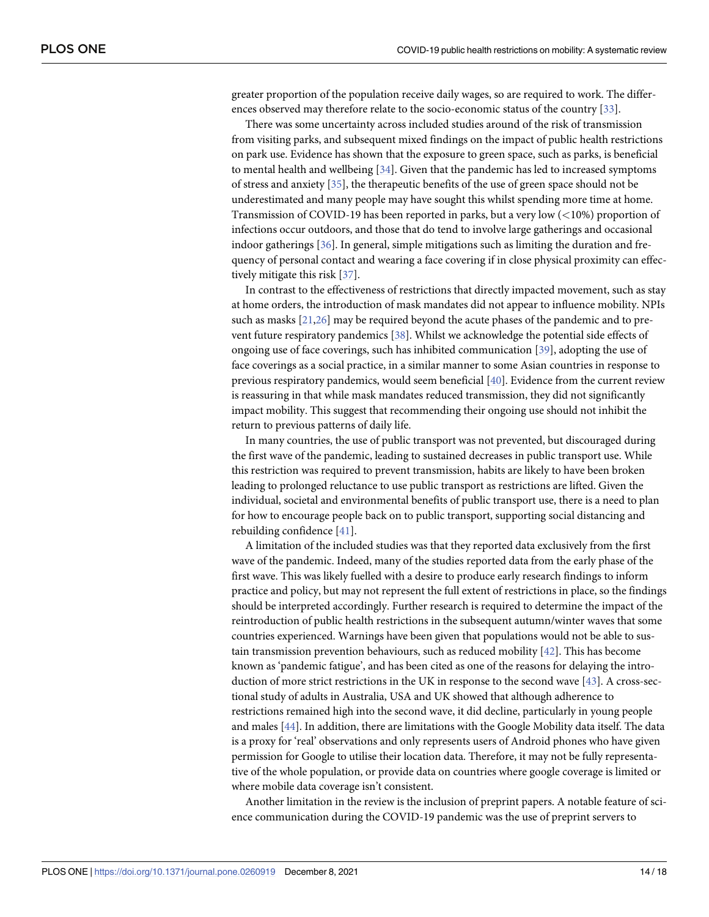greater proportion of the population receive daily wages, so are required to work. The differences observed may therefore relate to the socio-economic status of the country [33].

There was some uncertainty across included studies around of the risk of transmission from visiting parks, and subsequent mixed findings on the impact of public health restrictions on park use. Evidence has shown that the exposure to green space, such as parks, is beneficial to mental health and wellbeing [34]. Given that the pandemic has led to increased symptoms of stress and anxiety [35], the therapeutic benefits of the use of green space should not be underestimated and many people may have sought this whilst spending more time at home. Transmission of COVID-19 has been reported in parks, but a very low (<10%) proportion of infections occur outdoors, and those that do tend to involve large gatherings and occasional indoor gatherings [36]. In general, simple mitigations such as limiting the duration and frequency of personal contact and wearing a face covering if in close physical proximity can effectively mitigate this risk [37].

In contrast to the effectiveness of restrictions that directly impacted movement, such as stay at home orders, the introduction of mask mandates did not appear to influence mobility. NPIs such as masks [21,26] may be required beyond the acute phases of the pandemic and to prevent future respiratory pandemics [38]. Whilst we acknowledge the potential side effects of ongoing use of face coverings, such has inhibited communication [39], adopting the use of face coverings as a social practice, in a similar manner to some Asian countries in response to previous respiratory pandemics, would seem beneficial [40]. Evidence from the current review is reassuring in that while mask mandates reduced transmission, they did not significantly impact mobility. This suggest that recommending their ongoing use should not inhibit the return to previous patterns of daily life.

In many countries, the use of public transport was not prevented, but discouraged during the first wave of the pandemic, leading to sustained decreases in public transport use. While this restriction was required to prevent transmission, habits are likely to have been broken leading to prolonged reluctance to use public transport as restrictions are lifted. Given the individual, societal and environmental benefits of public transport use, there is a need to plan for how to encourage people back on to public transport, supporting social distancing and rebuilding confidence [41].

A limitation of the included studies was that they reported data exclusively from the first wave of the pandemic. Indeed, many of the studies reported data from the early phase of the first wave. This was likely fuelled with a desire to produce early research findings to inform practice and policy, but may not represent the full extent of restrictions in place, so the findings should be interpreted accordingly. Further research is required to determine the impact of the reintroduction of public health restrictions in the subsequent autumn/winter waves that some countries experienced. Warnings have been given that populations would not be able to sustain transmission prevention behaviours, such as reduced mobility [42]. This has become known as 'pandemic fatigue', and has been cited as one of the reasons for delaying the introduction of more strict restrictions in the UK in response to the second wave [43]. A cross-sectional study of adults in Australia, USA and UK showed that although adherence to restrictions remained high into the second wave, it did decline, particularly in young people and males [44]. In addition, there are limitations with the Google Mobility data itself. The data is a proxy for 'real' observations and only represents users of Android phones who have given permission for Google to utilise their location data. Therefore, it may not be fully representative of the whole population, or provide data on countries where google coverage is limited or where mobile data coverage isn't consistent.

Another limitation in the review is the inclusion of preprint papers. A notable feature of science communication during the COVID-19 pandemic was the use of preprint servers to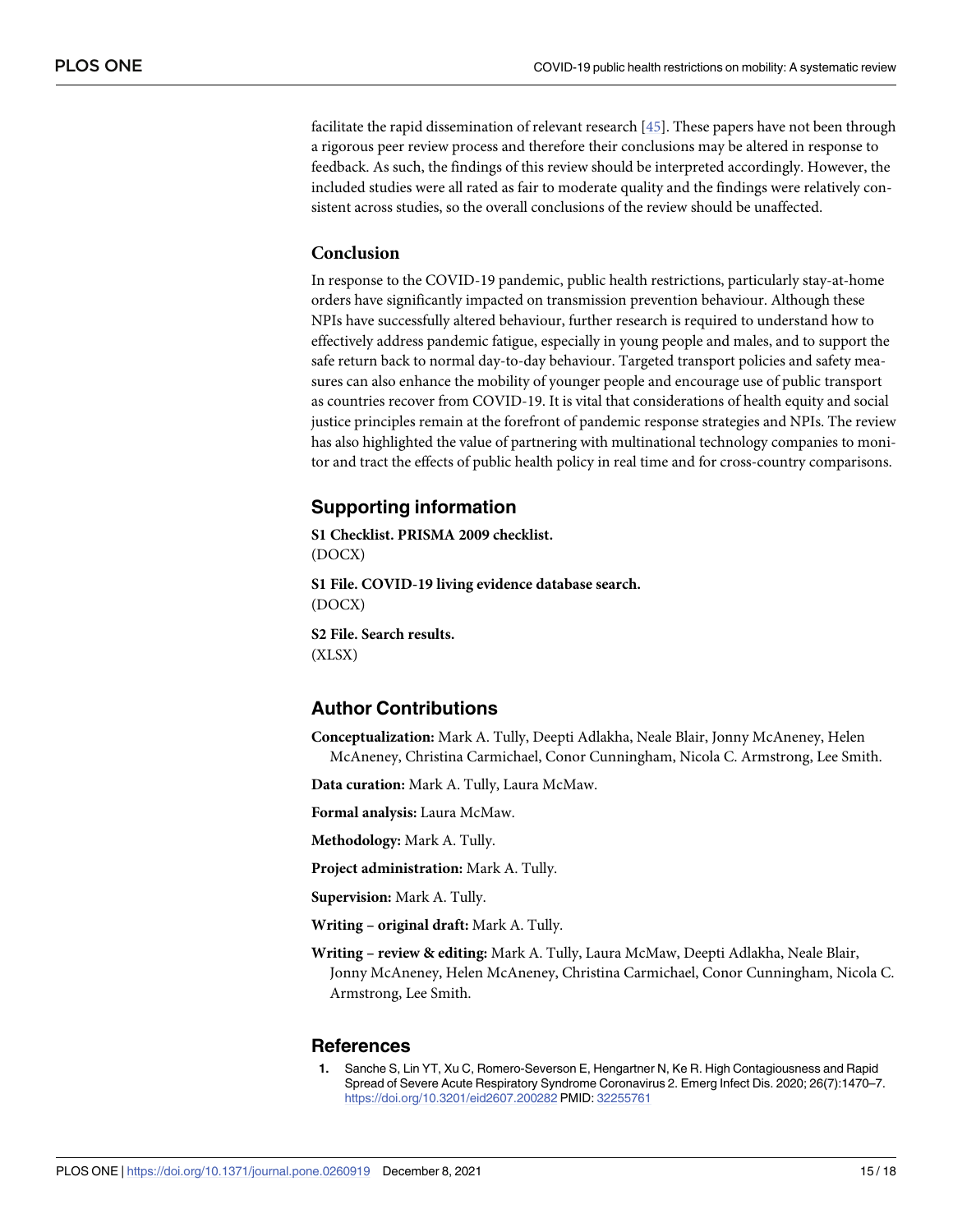facilitate the rapid dissemination of relevant research [45]. These papers have not been through a rigorous peer review process and therefore their conclusions may be altered in response to feedback. As such, the findings of this review should be interpreted accordingly. However, the included studies were all rated as fair to moderate quality and the findings were relatively consistent across studies, so the overall conclusions of the review should be unaffected.

## Conclusion

In response to the COVID-19 pandemic, public health restrictions, particularly stay-at-home orders have significantly impacted on transmission prevention behaviour. Although these NPIs have successfully altered behaviour, further research is required to understand how to effectively address pandemic fatigue, especially in young people and males, and to support the safe return back to normal day-to-day behaviour. Targeted transport policies and safety measures can also enhance the mobility of younger people and encourage use of public transport as countries recover from COVID-19. It is vital that considerations of health equity and social justice principles remain at the forefront of pandemic response strategies and NPIs. The review has also highlighted the value of partnering with multinational technology companies to monitor and tract the effects of public health policy in real time and for cross-country comparisons.

## Supporting information

**S1 Checklist. PRISMA 2009 checklist.**
(DOCX)

**S1 File. COVID-19 living evidence database search.**
(DOCX)

**S2 File. Search results.**
(XLSX)

## Author Contributions

**Conceptualization:** Mark A. Tully, Deepti Adlakha, Neale Blair, Jonny McAneney, Helen McAneney, Christina Carmichael, Conor Cunningham, Nicola C. Armstrong, Lee Smith.

**Data curation:** Mark A. Tully, Laura McMaw.

**Formal analysis:** Laura McMaw.

**Methodology:** Mark A. Tully.

**Project administration:** Mark A. Tully.

**Supervision:** Mark A. Tully.

**Writing – original draft:** Mark A. Tully.

**Writing – review & editing:** Mark A. Tully, Laura McMaw, Deepti Adlakha, Neale Blair, Jonny McAneney, Helen McAneney, Christina Carmichael, Conor Cunningham, Nicola C. Armstrong, Lee Smith.

## References

1. Sanche S, Lin YT, Xu C, Romero-Severson E, Hengartner N, Ke R. High Contagiousness and Rapid Spread of Severe Acute Respiratory Syndrome Coronavirus 2. Emerg Infect Dis. 2020; 26(7):1470–7. https://doi.org/10.3201/eid2607.200282 PMID: 32255761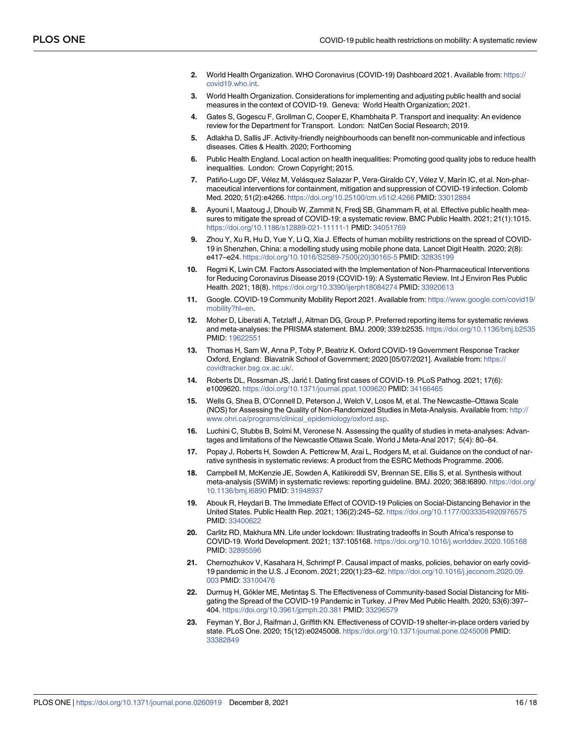2. World Health Organization. WHO Coronavirus (COVID-19) Dashboard 2021. Available from: https://covid19.who.int.
3. World Health Organization. Considerations for implementing and adjusting public health and social measures in the context of COVID-19. Geneva: World Health Organization; 2021.
4. Gates S, Gogescu F, Grollman C, Cooper E, Khambhaita P. Transport and inequality: An evidence review for the Department for Transport. London: NatCen Social Research; 2019.
5. Adlakha D, Sallis JF. Activity-friendly neighbourhoods can benefit non-communicable and infectious diseases. Cities & Health. 2020; Forthcoming
6. Public Health England. Local action on health inequalities: Promoting good quality jobs to reduce health inequalities. London: Crown Copyright; 2015.
7. Patiño-Lugo DF, Vélez M, Velásquez Salazar P, Vera-Giraldo CY, Vélez V, Marín IC, et al. Non-pharmaceutical interventions for containment, mitigation and suppression of COVID-19 infection. Colomb Med. 2020; 51(2):e4266. https://doi.org/10.25100/cm.v51i2.4266 PMID: 33012884
8. Ayouni I, Maatoug J, Dhouib W, Zammit N, Fredj SB, Ghammam R, et al. Effective public health measures to mitigate the spread of COVID-19: a systematic review. BMC Public Health. 2021; 21(1):1015. https://doi.org/10.1186/s12889-021-11111-1 PMID: 34051769
9. Zhou Y, Xu R, Hu D, Yue Y, Li Q, Xia J. Effects of human mobility restrictions on the spread of COVID-19 in Shenzhen, China: a modelling study using mobile phone data. Lancet Digit Health. 2020; 2(8): e417–e24. https://doi.org/10.1016/S2589-7500(20)30165-5 PMID: 32835199
10. Regmi K, Lwin CM. Factors Associated with the Implementation of Non-Pharmaceutical Interventions for Reducing Coronavirus Disease 2019 (COVID-19): A Systematic Review. Int J Environ Res Public Health. 2021; 18(8). https://doi.org/10.3390/ijerph18084274 PMID: 33920613
11. Google. COVID-19 Community Mobility Report 2021. Available from: https://www.google.com/covid19/mobility?hl=en.
12. Moher D, Liberati A, Tetzlaff J, Altman DG, Group P. Preferred reporting items for systematic reviews and meta-analyses: the PRISMA statement. BMJ. 2009; 339:b2535. https://doi.org/10.1136/bmj.b2535 PMID: 19622551
13. Thomas H, Sam W, Anna P, Toby P, Beatriz K. Oxford COVID-19 Government Response Tracker Oxford, England: Blavatnik School of Government; 2020 [05/07/2021]. Available from: https://covidtracker.bsg.ox.ac.uk/.
14. Roberts DL, Rossman JS, Jarić I. Dating first cases of COVID-19. PLoS Pathog. 2021; 17(6): e1009620. https://doi.org/10.1371/journal.ppat.1009620 PMID: 34166465
15. Wells G, Shea B, O'Connell D, Peterson J, Welch V, Losos M, et al. The Newcastle–Ottawa Scale (NOS) for Assessing the Quality of Non-Randomized Studies in Meta-Analysis. Available from: http://www.ohri.ca/programs/clinical_epidemiology/oxford.asp.
16. Luchini C, Stubbs B, Solmi M, Veronese N. Assessing the quality of studies in meta-analyses: Advantages and limitations of the Newcastle Ottawa Scale. World J Meta-Anal 2017; 5(4): 80–84.
17. Popay J, Roberts H, Sowden A. Petticrew M, Arai L, Rodgers M, et al. Guidance on the conduct of narrative synthesis in systematic reviews: A product from the ESRC Methods Programme. 2006.
18. Campbell M, McKenzie JE, Sowden A, Katikireddi SV, Brennan SE, Ellis S, et al. Synthesis without meta-analysis (SWiM) in systematic reviews: reporting guideline. BMJ. 2020; 368:l6890. https://doi.org/10.1136/bmj.l6890 PMID: 31948937
19. Abouk R, Heydari B. The Immediate Effect of COVID-19 Policies on Social-Distancing Behavior in the United States. Public Health Rep. 2021; 136(2):245–52. https://doi.org/10.1177/0033354920976575 PMID: 33400622
20. Carlitz RD, Makhura MN. Life under lockdown: Illustrating tradeoffs in South Africa's response to COVID-19. World Development. 2021; 137:105168. https://doi.org/10.1016/j.worlddev.2020.105168 PMID: 32895596
21. Chernozhukov V, Kasahara H, Schrimpf P. Causal impact of masks, policies, behavior on early covid-19 pandemic in the U.S. J Econom. 2021; 220(1):23–62. https://doi.org/10.1016/j.jeconom.2020.09.003 PMID: 33100476
22. Durmuş H, Gökler ME, Metintaş S. The Effectiveness of Community-based Social Distancing for Mitigating the Spread of the COVID-19 Pandemic in Turkey. J Prev Med Public Health. 2020; 53(6):397–404. https://doi.org/10.3961/jpmph.20.381 PMID: 33296579
23. Feyman Y, Bor J, Raifman J, Griffith KN. Effectiveness of COVID-19 shelter-in-place orders varied by state. PLoS One. 2020; 15(12):e0245008. https://doi.org/10.1371/journal.pone.0245008 PMID: 33382849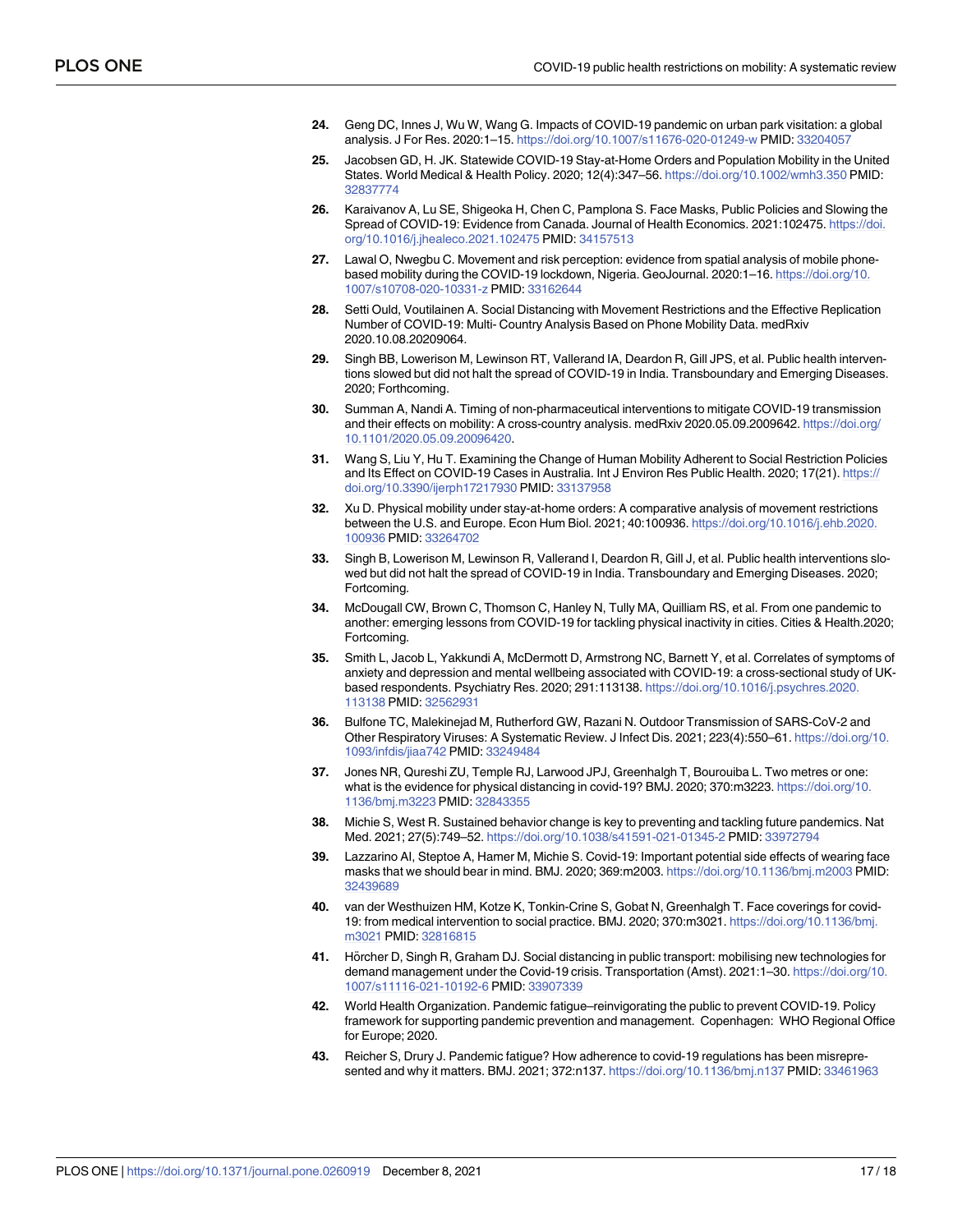24. Geng DC, Innes J, Wu W, Wang G. Impacts of COVID-19 pandemic on urban park visitation: a global analysis. J For Res. 2020:1–15. https://doi.org/10.1007/s11676-020-01249-w PMID: 33204057

25. Jacobsen GD, H. JK. Statewide COVID-19 Stay-at-Home Orders and Population Mobility in the United States. World Medical & Health Policy. 2020; 12(4):347–56. https://doi.org/10.1002/wmh3.350 PMID: 32837774

26. Karaivanov A, Lu SE, Shigeoka H, Chen C, Pamplona S. Face Masks, Public Policies and Slowing the Spread of COVID-19: Evidence from Canada. Journal of Health Economics. 2021:102475. https://doi.org/10.1016/j.jhealeco.2021.102475 PMID: 34157513

27. Lawal O, Nwegbu C. Movement and risk perception: evidence from spatial analysis of mobile phone-based mobility during the COVID-19 lockdown, Nigeria. GeoJournal. 2020:1–16. https://doi.org/10.1007/s10708-020-10331-z PMID: 33162644

28. Setti Ould, Voutilainen A. Social Distancing with Movement Restrictions and the Effective Replication Number of COVID-19: Multi- Country Analysis Based on Phone Mobility Data. medRxiv 2020.10.08.20209064.

29. Singh BB, Lowerison M, Lewinson RT, Vallerand IA, Deardon R, Gill JPS, et al. Public health interventions slowed but did not halt the spread of COVID-19 in India. Transboundary and Emerging Diseases. 2020; Forthcoming.

30. Summan A, Nandi A. Timing of non-pharmaceutical interventions to mitigate COVID-19 transmission and their effects on mobility: A cross-country analysis. medRxiv 2020.05.09.2009642. https://doi.org/10.1101/2020.05.09.20096420.

31. Wang S, Liu Y, Hu T. Examining the Change of Human Mobility Adherent to Social Restriction Policies and Its Effect on COVID-19 Cases in Australia. Int J Environ Res Public Health. 2020; 17(21). https://doi.org/10.3390/ijerph17217930 PMID: 33137958

32. Xu D. Physical mobility under stay-at-home orders: A comparative analysis of movement restrictions between the U.S. and Europe. Econ Hum Biol. 2021; 40:100936. https://doi.org/10.1016/j.ehb.2020.100936 PMID: 33264702

33. Singh B, Lowerison M, Lewinson R, Vallerand I, Deardon R, Gill J, et al. Public health interventions slowed but did not halt the spread of COVID-19 in India. Transboundary and Emerging Diseases. 2020; Fortcoming.

34. McDougall CW, Brown C, Thomson C, Hanley N, Tully MA, Quilliam RS, et al. From one pandemic to another: emerging lessons from COVID-19 for tackling physical inactivity in cities. Cities & Health.2020; Fortcoming.

35. Smith L, Jacob L, Yakkundi A, McDermott D, Armstrong NC, Barnett Y, et al. Correlates of symptoms of anxiety and depression and mental wellbeing associated with COVID-19: a cross-sectional study of UK-based respondents. Psychiatry Res. 2020; 291:113138. https://doi.org/10.1016/j.psychres.2020.113138 PMID: 32562931

36. Bulfone TC, Malekinejad M, Rutherford GW, Razani N. Outdoor Transmission of SARS-CoV-2 and Other Respiratory Viruses: A Systematic Review. J Infect Dis. 2021; 223(4):550–61. https://doi.org/10.1093/infdis/jiaa742 PMID: 33249484

37. Jones NR, Qureshi ZU, Temple RJ, Larwood JPJ, Greenhalgh T, Bourouiba L. Two metres or one: what is the evidence for physical distancing in covid-19? BMJ. 2020; 370:m3223. https://doi.org/10.1136/bmj.m3223 PMID: 32843355

38. Michie S, West R. Sustained behavior change is key to preventing and tackling future pandemics. Nat Med. 2021; 27(5):749–52. https://doi.org/10.1038/s41591-021-01345-2 PMID: 33972794

39. Lazzarino AI, Steptoe A, Hamer M, Michie S. Covid-19: Important potential side effects of wearing face masks that we should bear in mind. BMJ. 2020; 369:m2003. https://doi.org/10.1136/bmj.m2003 PMID: 32439689

40. van der Westhuizen HM, Kotze K, Tonkin-Crine S, Gobat N, Greenhalgh T. Face coverings for covid-19: from medical intervention to social practice. BMJ. 2020; 370:m3021. https://doi.org/10.1136/bmj.m3021 PMID: 32816815

41. Hörcher D, Singh R, Graham DJ. Social distancing in public transport: mobilising new technologies for demand management under the Covid-19 crisis. Transportation (Amst). 2021:1–30. https://doi.org/10.1007/s11116-021-10192-6 PMID: 33907339

42. World Health Organization. Pandemic fatigue–reinvigorating the public to prevent COVID-19. Policy framework for supporting pandemic prevention and management. Copenhagen: WHO Regional Office for Europe; 2020.

43. Reicher S, Drury J. Pandemic fatigue? How adherence to covid-19 regulations has been misrepresented and why it matters. BMJ. 2021; 372:n137. https://doi.org/10.1136/bmj.n137 PMID: 33461963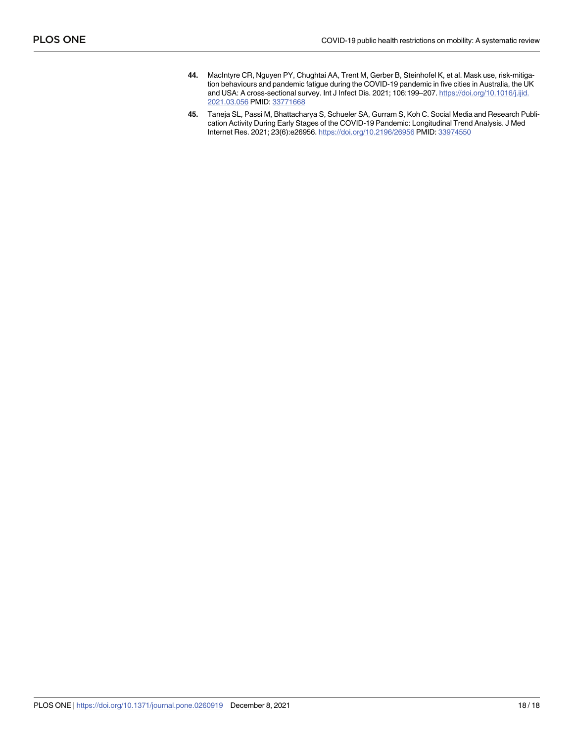44. MacIntyre CR, Nguyen PY, Chughtai AA, Trent M, Gerber B, Steinhofel K, et al. Mask use, risk-mitigation behaviours and pandemic fatigue during the COVID-19 pandemic in five cities in Australia, the UK and USA: A cross-sectional survey. Int J Infect Dis. 2021; 106:199–207. https://doi.org/10.1016/j.ijid.2021.03.056 PMID: 33771668

45. Taneja SL, Passi M, Bhattacharya S, Schueler SA, Gurram S, Koh C. Social Media and Research Publication Activity During Early Stages of the COVID-19 Pandemic: Longitudinal Trend Analysis. J Med Internet Res. 2021; 23(6):e26956. https://doi.org/10.2196/26956 PMID: 33974550